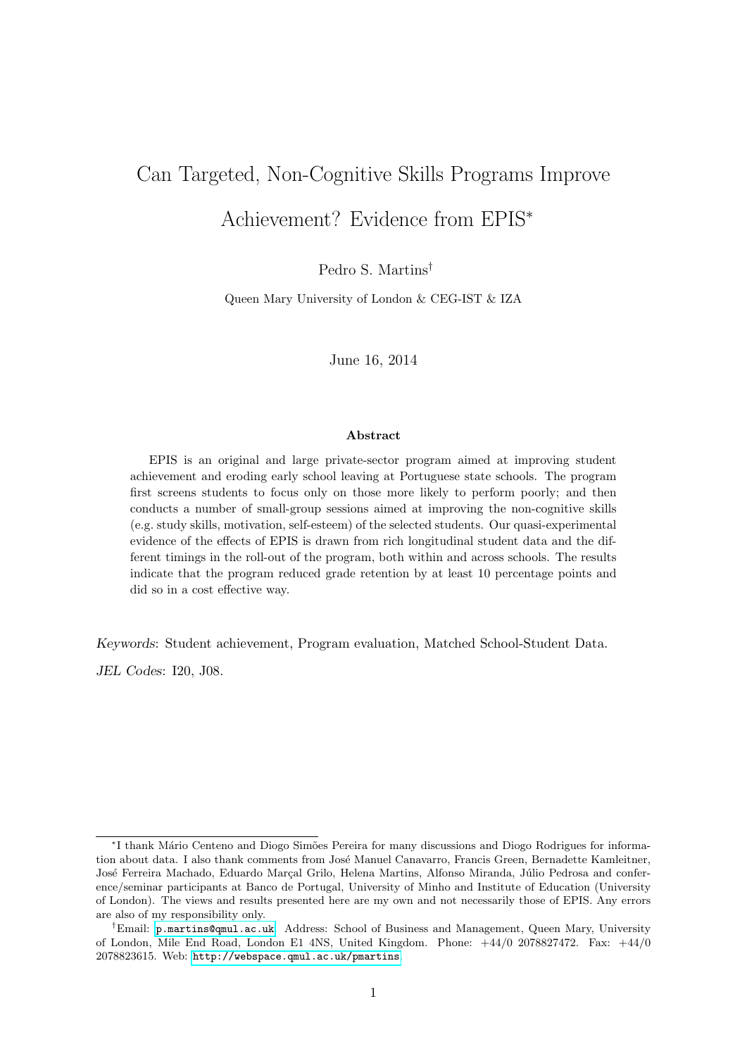# Can Targeted, Non-Cognitive Skills Programs Improve Achievement? Evidence from EPIS[*]

Pedro S. Martins[†]

Queen Mary University of London & CEG-IST & IZA

June 16, 2014

### Abstract

EPIS is an original and large private-sector program aimed at improving student achievement and eroding early school leaving at Portuguese state schools. The program first screens students to focus only on those more likely to perform poorly; and then conducts a number of small-group sessions aimed at improving the non-cognitive skills (e.g. study skills, motivation, self-esteem) of the selected students. Our quasi-experimental evidence of the effects of EPIS is drawn from rich longitudinal student data and the different timings in the roll-out of the program, both within and across schools. The results indicate that the program reduced grade retention by at least 10 percentage points and did so in a cost effective way.

*Keywords*: Student achievement, Program evaluation, Matched School-Student Data.

*JEL Codes*: I20, J08.

---

[*] I thank Mário Centeno and Diogo Simões Pereira for many discussions and Diogo Rodrigues for information about data. I also thank comments from José Manuel Canavarro, Francis Green, Bernadette Kamleitner, José Ferreira Machado, Eduardo Marçal Grilo, Helena Martins, Alfonso Miranda, Júlio Pedrosa and conference/seminar participants at Banco de Portugal, University of Minho and Institute of Education (University of London). The views and results presented here are my own and not necessarily those of EPIS. Any errors are also of my responsibility only.

[†] Email: p.martins@qmul.ac.uk. Address: School of Business and Management, Queen Mary, University of London, Mile End Road, London E1 4NS, United Kingdom. Phone: +44/0 2078827472. Fax: +44/0 2078823615. Web: http://webspace.qmul.ac.uk/pmartins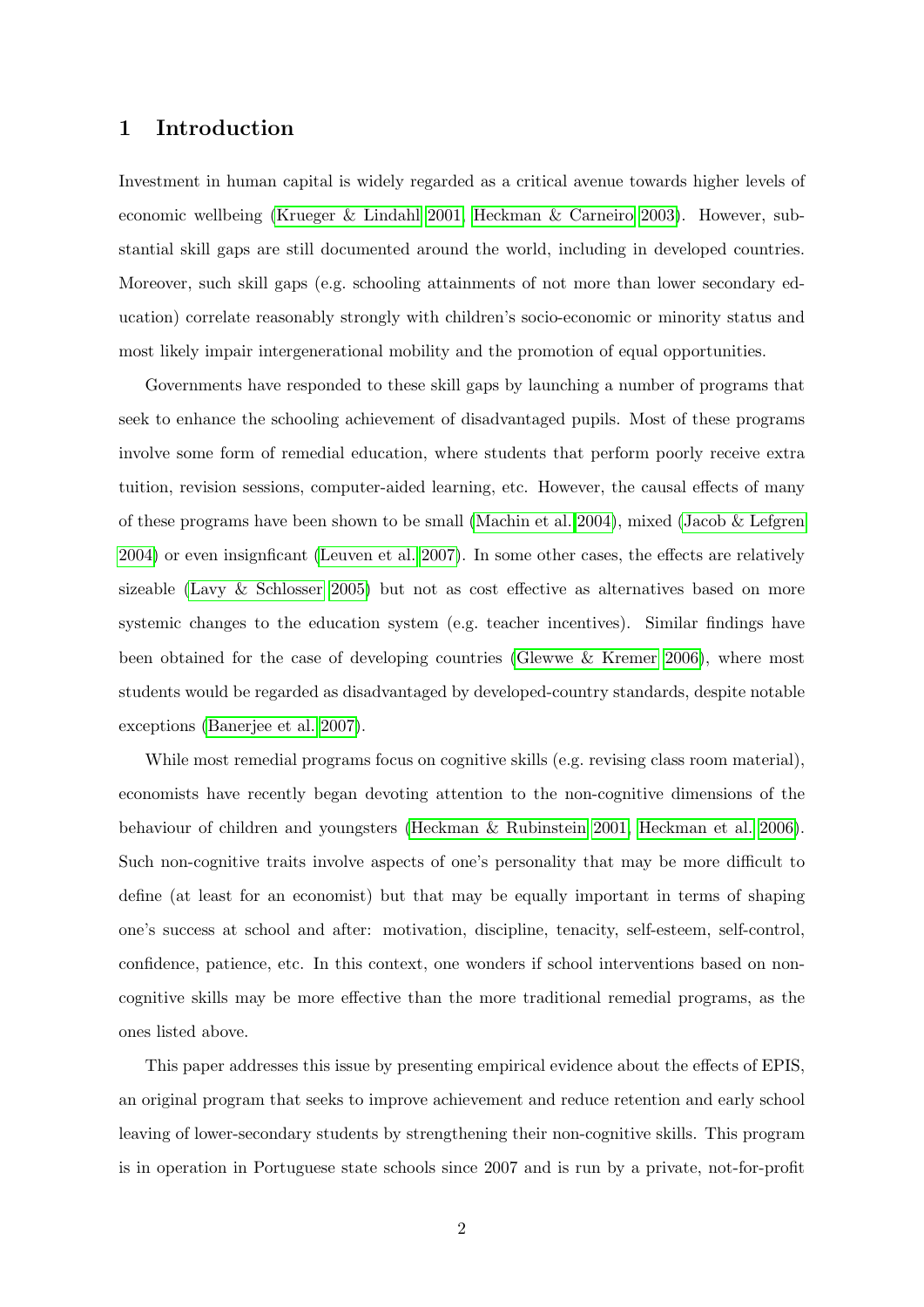# 1 Introduction

Investment in human capital is widely regarded as a critical avenue towards higher levels of economic wellbeing (Krueger & Lindahl 2001, Heckman & Carneiro 2003). However, substantial skill gaps are still documented around the world, including in developed countries. Moreover, such skill gaps (e.g. schooling attainments of not more than lower secondary education) correlate reasonably strongly with children's socio-economic or minority status and most likely impair intergenerational mobility and the promotion of equal opportunities.

Governments have responded to these skill gaps by launching a number of programs that seek to enhance the schooling achievement of disadvantaged pupils. Most of these programs involve some form of remedial education, where students that perform poorly receive extra tuition, revision sessions, computer-aided learning, etc. However, the causal effects of many of these programs have been shown to be small (Machin et al. 2004), mixed (Jacob & Lefgren 2004) or even insignficant (Leuven et al. 2007). In some other cases, the effects are relatively sizeable (Lavy & Schlosser 2005) but not as cost effective as alternatives based on more systemic changes to the education system (e.g. teacher incentives). Similar findings have been obtained for the case of developing countries (Glewwe & Kremer 2006), where most students would be regarded as disadvantaged by developed-country standards, despite notable exceptions (Banerjee et al. 2007).

While most remedial programs focus on cognitive skills (e.g. revising class room material), economists have recently began devoting attention to the non-cognitive dimensions of the behaviour of children and youngsters (Heckman & Rubinstein 2001, Heckman et al. 2006). Such non-cognitive traits involve aspects of one's personality that may be more difficult to define (at least for an economist) but that may be equally important in terms of shaping one's success at school and after: motivation, discipline, tenacity, self-esteem, self-control, confidence, patience, etc. In this context, one wonders if school interventions based on non-cognitive skills may be more effective than the more traditional remedial programs, as the ones listed above.

This paper addresses this issue by presenting empirical evidence about the effects of EPIS, an original program that seeks to improve achievement and reduce retention and early school leaving of lower-secondary students by strengthening their non-cognitive skills. This program is in operation in Portuguese state schools since 2007 and is run by a private, not-for-profit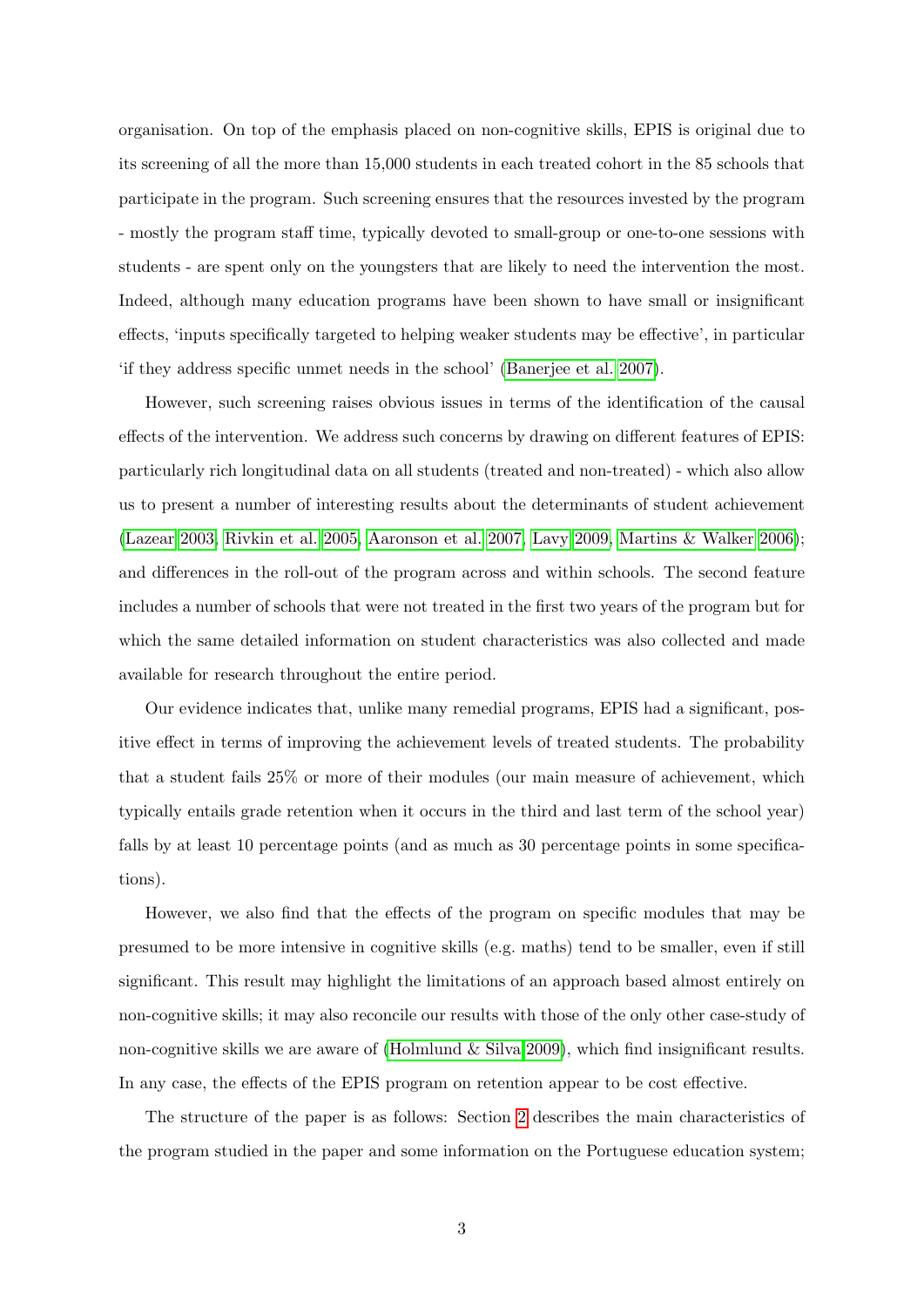organisation. On top of the emphasis placed on non-cognitive skills, EPIS is original due to its screening of all the more than 15,000 students in each treated cohort in the 85 schools that participate in the program. Such screening ensures that the resources invested by the program - mostly the program staff time, typically devoted to small-group or one-to-one sessions with students - are spent only on the youngsters that are likely to need the intervention the most. Indeed, although many education programs have been shown to have small or insignificant effects, 'inputs specifically targeted to helping weaker students may be effective', in particular 'if they address specific unmet needs in the school' (Banerjee et al. 2007).

However, such screening raises obvious issues in terms of the identification of the causal effects of the intervention. We address such concerns by drawing on different features of EPIS: particularly rich longitudinal data on all students (treated and non-treated) - which also allow us to present a number of interesting results about the determinants of student achievement (Lazear 2003, Rivkin et al. 2005, Aaronson et al. 2007, Lavy 2009, Martins & Walker 2006); and differences in the roll-out of the program across and within schools. The second feature includes a number of schools that were not treated in the first two years of the program but for which the same detailed information on student characteristics was also collected and made available for research throughout the entire period.

Our evidence indicates that, unlike many remedial programs, EPIS had a significant, positive effect in terms of improving the achievement levels of treated students. The probability that a student fails 25% or more of their modules (our main measure of achievement, which typically entails grade retention when it occurs in the third and last term of the school year) falls by at least 10 percentage points (and as much as 30 percentage points in some specifications).

However, we also find that the effects of the program on specific modules that may be presumed to be more intensive in cognitive skills (e.g. maths) tend to be smaller, even if still significant. This result may highlight the limitations of an approach based almost entirely on non-cognitive skills; it may also reconcile our results with those of the only other case-study of non-cognitive skills we are aware of (Holmlund & Silva 2009), which find insignificant results. In any case, the effects of the EPIS program on retention appear to be cost effective.

The structure of the paper is as follows: Section 2 describes the main characteristics of the program studied in the paper and some information on the Portuguese education system;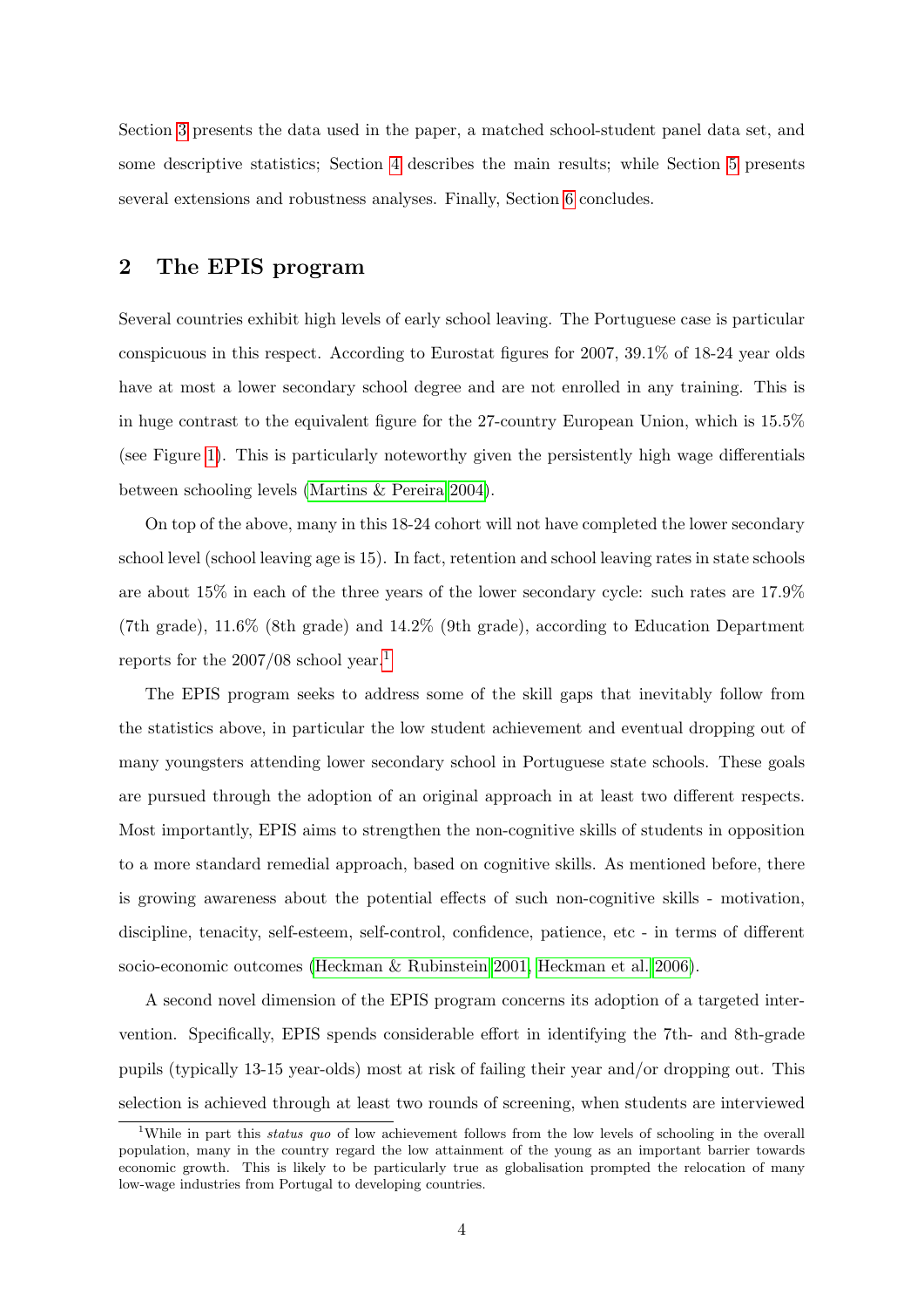Section 3 presents the data used in the paper, a matched school-student panel data set, and some descriptive statistics; Section 4 describes the main results; while Section 5 presents several extensions and robustness analyses. Finally, Section 6 concludes.

## 2 The EPIS program

Several countries exhibit high levels of early school leaving. The Portuguese case is particular conspicuous in this respect. According to Eurostat figures for 2007, 39.1% of 18-24 year olds have at most a lower secondary school degree and are not enrolled in any training. This is in huge contrast to the equivalent figure for the 27-country European Union, which is 15.5% (see Figure 1). This is particularly noteworthy given the persistently high wage differentials between schooling levels (Martins & Pereira 2004).

On top of the above, many in this 18-24 cohort will not have completed the lower secondary school level (school leaving age is 15). In fact, retention and school leaving rates in state schools are about 15% in each of the three years of the lower secondary cycle: such rates are 17.9% (7th grade), 11.6% (8th grade) and 14.2% (9th grade), according to Education Department reports for the 2007/08 school year.[1]

The EPIS program seeks to address some of the skill gaps that inevitably follow from the statistics above, in particular the low student achievement and eventual dropping out of many youngsters attending lower secondary school in Portuguese state schools. These goals are pursued through the adoption of an original approach in at least two different respects. Most importantly, EPIS aims to strengthen the non-cognitive skills of students in opposition to a more standard remedial approach, based on cognitive skills. As mentioned before, there is growing awareness about the potential effects of such non-cognitive skills - motivation, discipline, tenacity, self-esteem, self-control, confidence, patience, etc - in terms of different socio-economic outcomes (Heckman & Rubinstein 2001, Heckman et al. 2006).

A second novel dimension of the EPIS program concerns its adoption of a targeted intervention. Specifically, EPIS spends considerable effort in identifying the 7th- and 8th-grade pupils (typically 13-15 year-olds) most at risk of failing their year and/or dropping out. This selection is achieved through at least two rounds of screening, when students are interviewed

[1] While in part this *status quo* of low achievement follows from the low levels of schooling in the overall population, many in the country regard the low attainment of the young as an important barrier towards economic growth. This is likely to be particularly true as globalisation prompted the relocation of many low-wage industries from Portugal to developing countries.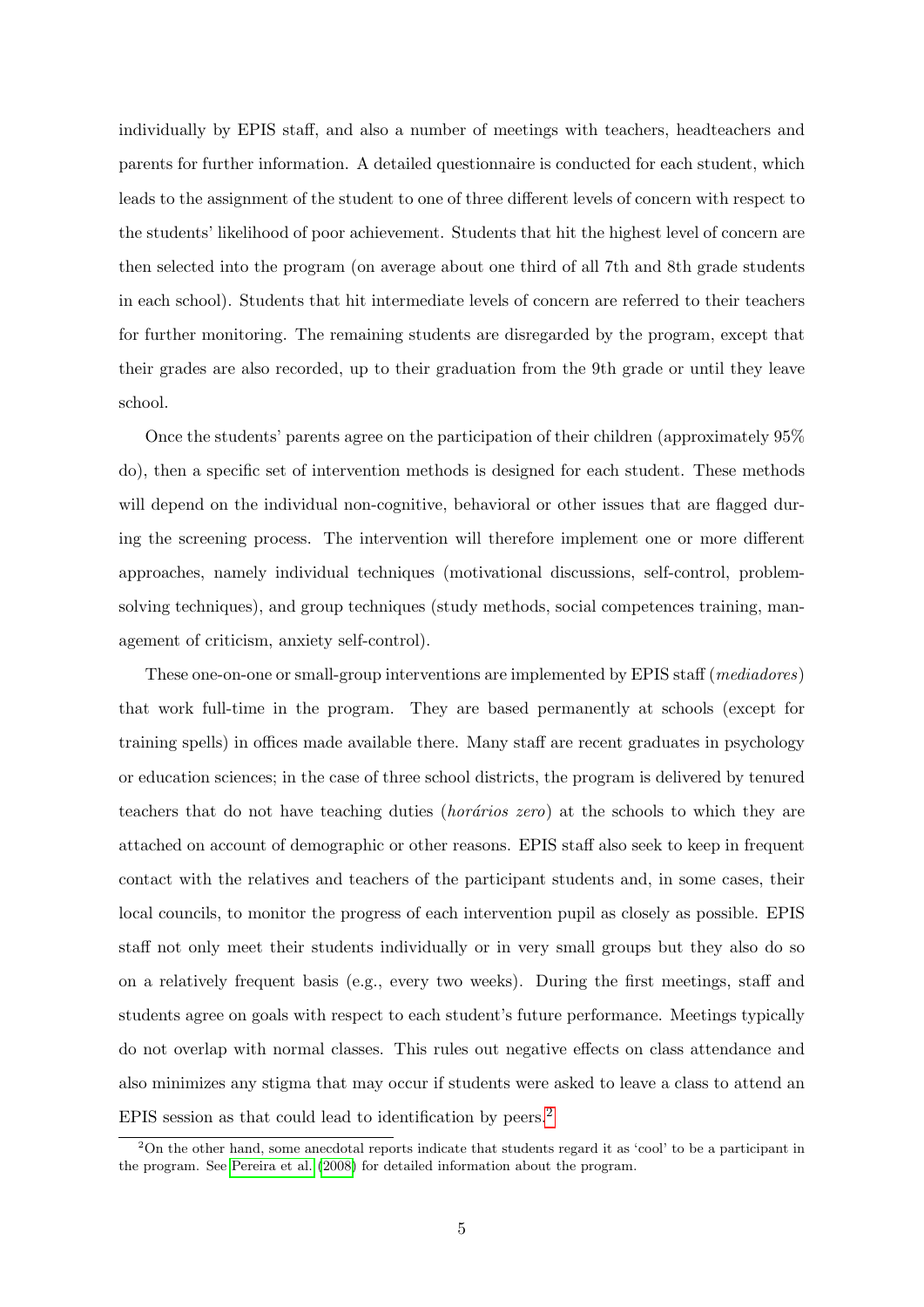individually by EPIS staff, and also a number of meetings with teachers, headteachers and parents for further information. A detailed questionnaire is conducted for each student, which leads to the assignment of the student to one of three different levels of concern with respect to the students' likelihood of poor achievement. Students that hit the highest level of concern are then selected into the program (on average about one third of all 7th and 8th grade students in each school). Students that hit intermediate levels of concern are referred to their teachers for further monitoring. The remaining students are disregarded by the program, except that their grades are also recorded, up to their graduation from the 9th grade or until they leave school.

Once the students' parents agree on the participation of their children (approximately 95% do), then a specific set of intervention methods is designed for each student. These methods will depend on the individual non-cognitive, behavioral or other issues that are flagged during the screening process. The intervention will therefore implement one or more different approaches, namely individual techniques (motivational discussions, self-control, problem-solving techniques), and group techniques (study methods, social competences training, management of criticism, anxiety self-control).

These one-on-one or small-group interventions are implemented by EPIS staff (*mediadores*) that work full-time in the program. They are based permanently at schools (except for training spells) in offices made available there. Many staff are recent graduates in psychology or education sciences; in the case of three school districts, the program is delivered by tenured teachers that do not have teaching duties (*horários zero*) at the schools to which they are attached on account of demographic or other reasons. EPIS staff also seek to keep in frequent contact with the relatives and teachers of the participant students and, in some cases, their local councils, to monitor the progress of each intervention pupil as closely as possible. EPIS staff not only meet their students individually or in very small groups but they also do so on a relatively frequent basis (e.g., every two weeks). During the first meetings, staff and students agree on goals with respect to each student's future performance. Meetings typically do not overlap with normal classes. This rules out negative effects on class attendance and also minimizes any stigma that may occur if students were asked to leave a class to attend an EPIS session as that could lead to identification by peers.[2]

[2] On the other hand, some anecdotal reports indicate that students regard it as 'cool' to be a participant in the program. See Pereira et al. (2008) for detailed information about the program.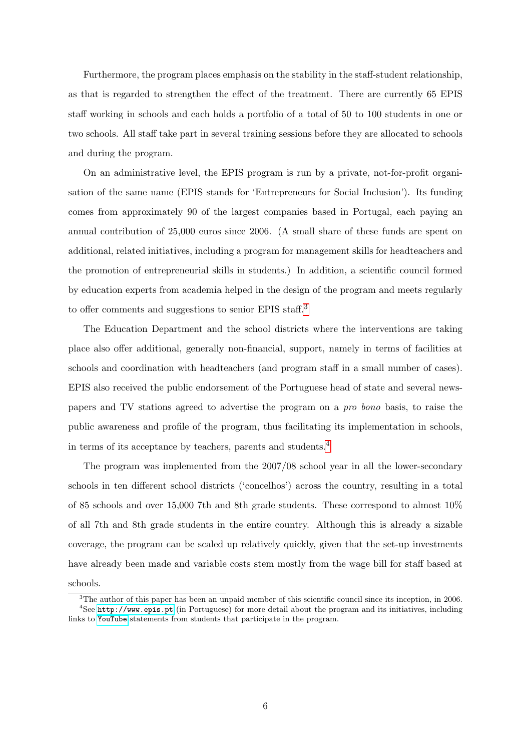Furthermore, the program places emphasis on the stability in the staff-student relationship, as that is regarded to strengthen the effect of the treatment. There are currently 65 EPIS staff working in schools and each holds a portfolio of a total of 50 to 100 students in one or two schools. All staff take part in several training sessions before they are allocated to schools and during the program.

On an administrative level, the EPIS program is run by a private, not-for-profit organisation of the same name (EPIS stands for 'Entrepreneurs for Social Inclusion'). Its funding comes from approximately 90 of the largest companies based in Portugal, each paying an annual contribution of 25,000 euros since 2006. (A small share of these funds are spent on additional, related initiatives, including a program for management skills for headteachers and the promotion of entrepreneurial skills in students.) In addition, a scientific council formed by education experts from academia helped in the design of the program and meets regularly to offer comments and suggestions to senior EPIS staff.[3]

The Education Department and the school districts where the interventions are taking place also offer additional, generally non-financial, support, namely in terms of facilities at schools and coordination with headteachers (and program staff in a small number of cases). EPIS also received the public endorsement of the Portuguese head of state and several newspapers and TV stations agreed to advertise the program on a *pro bono* basis, to raise the public awareness and profile of the program, thus facilitating its implementation in schools, in terms of its acceptance by teachers, parents and students.[4]

The program was implemented from the 2007/08 school year in all the lower-secondary schools in ten different school districts ('concelhos') across the country, resulting in a total of 85 schools and over 15,000 7th and 8th grade students. These correspond to almost 10% of all 7th and 8th grade students in the entire country. Although this is already a sizable coverage, the program can be scaled up relatively quickly, given that the set-up investments have already been made and variable costs stem mostly from the wage bill for staff based at schools.

[3] The author of this paper has been an unpaid member of this scientific council since its inception, in 2006.

[4] See http://www.epis.pt (in Portuguese) for more detail about the program and its initiatives, including links to YouTube statements from students that participate in the program.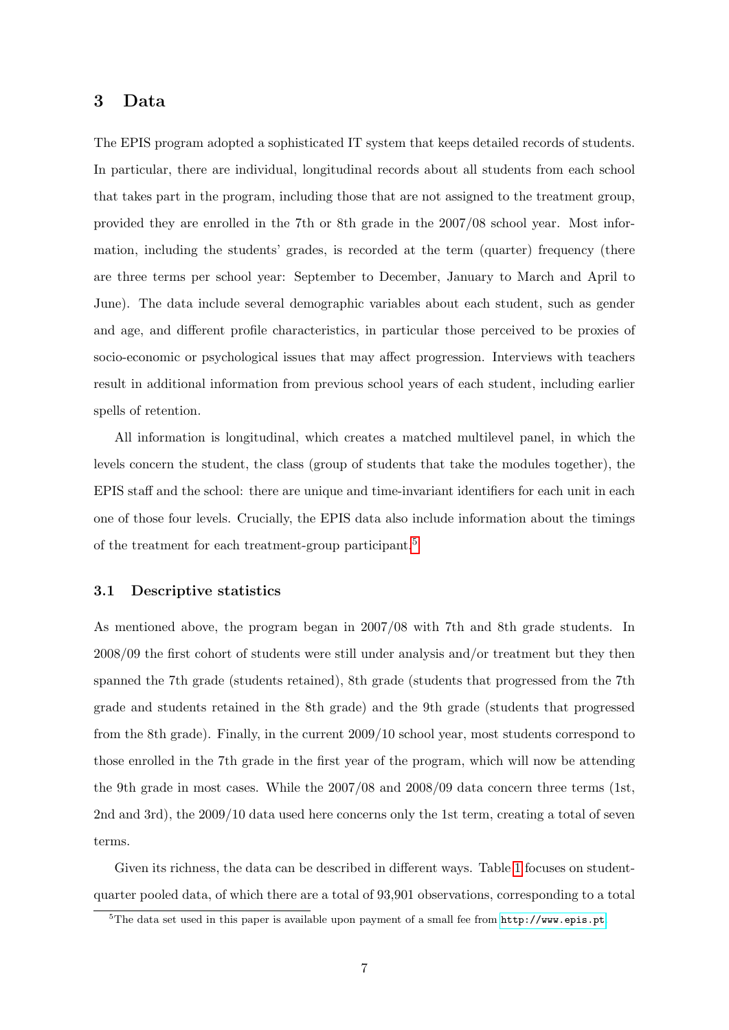# 3 Data

The EPIS program adopted a sophisticated IT system that keeps detailed records of students. In particular, there are individual, longitudinal records about all students from each school that takes part in the program, including those that are not assigned to the treatment group, provided they are enrolled in the 7th or 8th grade in the 2007/08 school year. Most information, including the students' grades, is recorded at the term (quarter) frequency (there are three terms per school year: September to December, January to March and April to June). The data include several demographic variables about each student, such as gender and age, and different profile characteristics, in particular those perceived to be proxies of socio-economic or psychological issues that may affect progression. Interviews with teachers result in additional information from previous school years of each student, including earlier spells of retention.

All information is longitudinal, which creates a matched multilevel panel, in which the levels concern the student, the class (group of students that take the modules together), the EPIS staff and the school: there are unique and time-invariant identifiers for each unit in each one of those four levels. Crucially, the EPIS data also include information about the timings of the treatment for each treatment-group participant.[5]

## 3.1 Descriptive statistics

As mentioned above, the program began in 2007/08 with 7th and 8th grade students. In 2008/09 the first cohort of students were still under analysis and/or treatment but they then spanned the 7th grade (students retained), 8th grade (students that progressed from the 7th grade and students retained in the 8th grade) and the 9th grade (students that progressed from the 8th grade). Finally, in the current 2009/10 school year, most students correspond to those enrolled in the 7th grade in the first year of the program, which will now be attending the 9th grade in most cases. While the 2007/08 and 2008/09 data concern three terms (1st, 2nd and 3rd), the 2009/10 data used here concerns only the 1st term, creating a total of seven terms.

Given its richness, the data can be described in different ways. Table 1 focuses on student-quarter pooled data, of which there are a total of 93,901 observations, corresponding to a total

[5] The data set used in this paper is available upon payment of a small fee from http://www.epis.pt.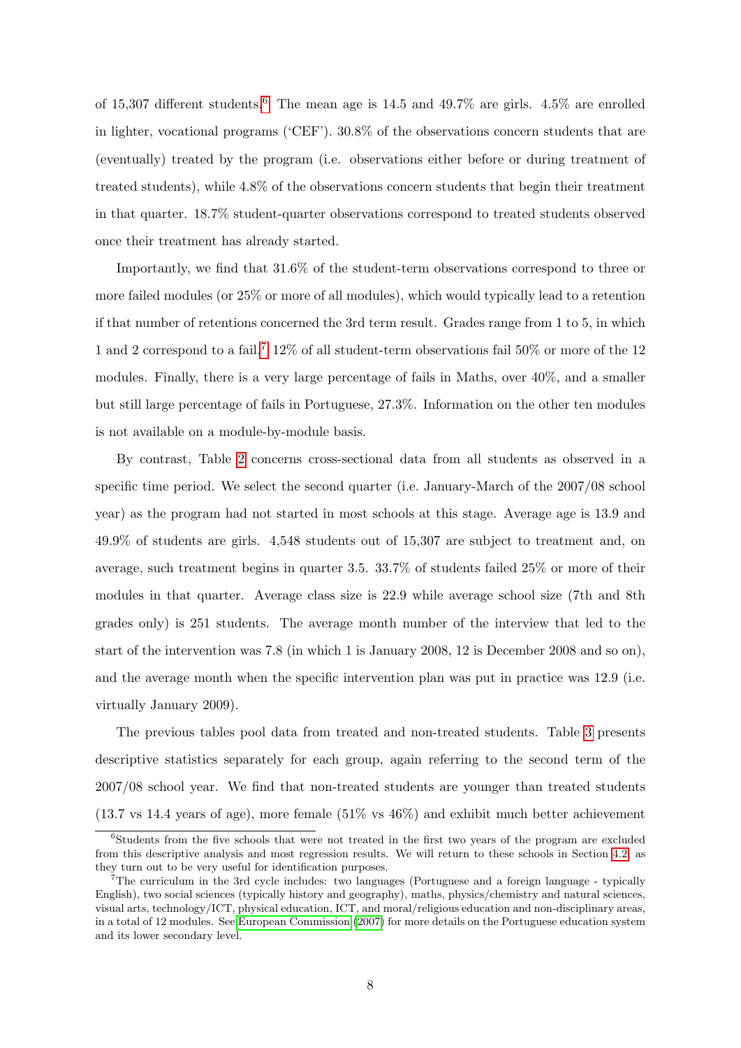of 15,307 different students.[6] The mean age is 14.5 and 49.7% are girls. 4.5% are enrolled in lighter, vocational programs ('CEF'). 30.8% of the observations concern students that are (eventually) treated by the program (i.e. observations either before or during treatment of treated students), while 4.8% of the observations concern students that begin their treatment in that quarter. 18.7% student-quarter observations correspond to treated students observed once their treatment has already started.

Importantly, we find that 31.6% of the student-term observations correspond to three or more failed modules (or 25% or more of all modules), which would typically lead to a retention if that number of retentions concerned the 3rd term result. Grades range from 1 to 5, in which 1 and 2 correspond to a fail.[7] 12% of all student-term observations fail 50% or more of the 12 modules. Finally, there is a very large percentage of fails in Maths, over 40%, and a smaller but still large percentage of fails in Portuguese, 27.3%. Information on the other ten modules is not available on a module-by-module basis.

By contrast, Table 2 concerns cross-sectional data from all students as observed in a specific time period. We select the second quarter (i.e. January-March of the 2007/08 school year) as the program had not started in most schools at this stage. Average age is 13.9 and 49.9% of students are girls. 4,548 students out of 15,307 are subject to treatment and, on average, such treatment begins in quarter 3.5. 33.7% of students failed 25% or more of their modules in that quarter. Average class size is 22.9 while average school size (7th and 8th grades only) is 251 students. The average month number of the interview that led to the start of the intervention was 7.8 (in which 1 is January 2008, 12 is December 2008 and so on), and the average month when the specific intervention plan was put in practice was 12.9 (i.e. virtually January 2009).

The previous tables pool data from treated and non-treated students. Table 3 presents descriptive statistics separately for each group, again referring to the second term of the 2007/08 school year. We find that non-treated students are younger than treated students (13.7 vs 14.4 years of age), more female (51% vs 46%) and exhibit much better achievement

---

[6] Students from the five schools that were not treated in the first two years of the program are excluded from this descriptive analysis and most regression results. We will return to these schools in Section 4.2, as they turn out to be very useful for identification purposes.

[7] The curriculum in the 3rd cycle includes: two languages (Portuguese and a foreign language - typically English), two social sciences (typically history and geography), maths, physics/chemistry and natural sciences, visual arts, technology/ICT, physical education, ICT, and moral/religious education and non-disciplinary areas, in a total of 12 modules. See European Commission (2007) for more details on the Portuguese education system and its lower secondary level.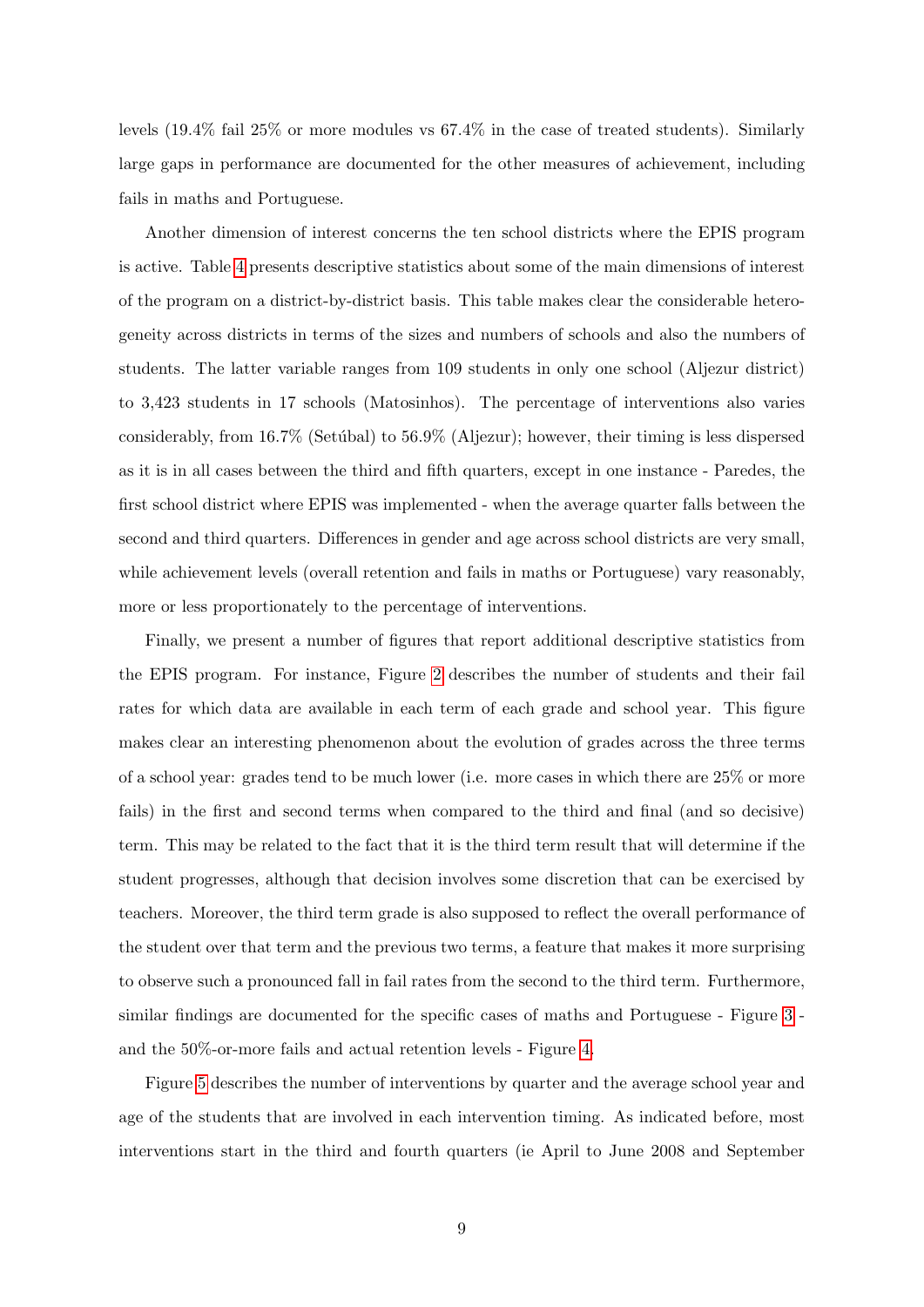levels (19.4% fail 25% or more modules vs 67.4% in the case of treated students). Similarly large gaps in performance are documented for the other measures of achievement, including fails in maths and Portuguese.

Another dimension of interest concerns the ten school districts where the EPIS program is active. Table 4 presents descriptive statistics about some of the main dimensions of interest of the program on a district-by-district basis. This table makes clear the considerable heterogeneity across districts in terms of the sizes and numbers of schools and also the numbers of students. The latter variable ranges from 109 students in only one school (Aljezur district) to 3,423 students in 17 schools (Matosinhos). The percentage of interventions also varies considerably, from 16.7% (Setúbal) to 56.9% (Aljezur); however, their timing is less dispersed as it is in all cases between the third and fifth quarters, except in one instance - Paredes, the first school district where EPIS was implemented - when the average quarter falls between the second and third quarters. Differences in gender and age across school districts are very small, while achievement levels (overall retention and fails in maths or Portuguese) vary reasonably, more or less proportionately to the percentage of interventions.

Finally, we present a number of figures that report additional descriptive statistics from the EPIS program. For instance, Figure 2 describes the number of students and their fail rates for which data are available in each term of each grade and school year. This figure makes clear an interesting phenomenon about the evolution of grades across the three terms of a school year: grades tend to be much lower (i.e. more cases in which there are 25% or more fails) in the first and second terms when compared to the third and final (and so decisive) term. This may be related to the fact that it is the third term result that will determine if the student progresses, although that decision involves some discretion that can be exercised by teachers. Moreover, the third term grade is also supposed to reflect the overall performance of the student over that term and the previous two terms, a feature that makes it more surprising to observe such a pronounced fall in fail rates from the second to the third term. Furthermore, similar findings are documented for the specific cases of maths and Portuguese - Figure 3 - and the 50%-or-more fails and actual retention levels - Figure 4.

Figure 5 describes the number of interventions by quarter and the average school year and age of the students that are involved in each intervention timing. As indicated before, most interventions start in the third and fourth quarters (ie April to June 2008 and September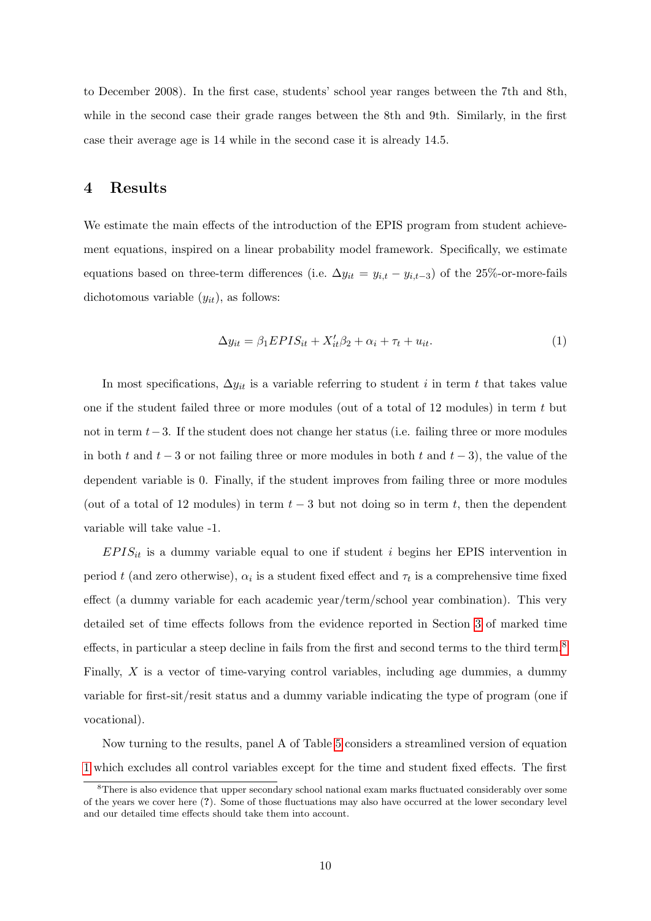to December 2008). In the first case, students' school year ranges between the 7th and 8th, while in the second case their grade ranges between the 8th and 9th. Similarly, in the first case their average age is 14 while in the second case it is already 14.5.

# 4 Results

We estimate the main effects of the introduction of the EPIS program from student achievement equations, inspired on a linear probability model framework. Specifically, we estimate equations based on three-term differences (i.e. $\Delta y_{it} = y_{i,t} - y_{i,t-3}$) of the 25%-or-more-fails dichotomous variable ($y_{it}$), as follows:

$$\Delta y_{it} = \beta_1 EPIS_{it} + X_{it}'\beta_2 + \alpha_i + \tau_t + u_{it}. \tag{1}$$

In most specifications, $\Delta y_{it}$ is a variable referring to student $i$ in term $t$ that takes value one if the student failed three or more modules (out of a total of 12 modules) in term $t$ but not in term $t-3$. If the student does not change her status (i.e. failing three or more modules in both $t$ and $t-3$ or not failing three or more modules in both $t$ and $t-3$), the value of the dependent variable is 0. Finally, if the student improves from failing three or more modules (out of a total of 12 modules) in term $t-3$ but not doing so in term $t$, then the dependent variable will take value -1.

$EPIS_{it}$ is a dummy variable equal to one if student $i$ begins her EPIS intervention in period $t$ (and zero otherwise), $\alpha_i$ is a student fixed effect and $\tau_t$ is a comprehensive time fixed effect (a dummy variable for each academic year/term/school year combination). This very detailed set of time effects follows from the evidence reported in Section 3 of marked time effects, in particular a steep decline in fails from the first and second terms to the third term.[8] Finally, $X$ is a vector of time-varying control variables, including age dummies, a dummy variable for first-sit/resit status and a dummy variable indicating the type of program (one if vocational).

Now turning to the results, panel A of Table 5 considers a streamlined version of equation 1 which excludes all control variables except for the time and student fixed effects. The first

[8] There is also evidence that upper secondary school national exam marks fluctuated considerably over some of the years we cover here (?). Some of those fluctuations may also have occurred at the lower secondary level and our detailed time effects should take them into account.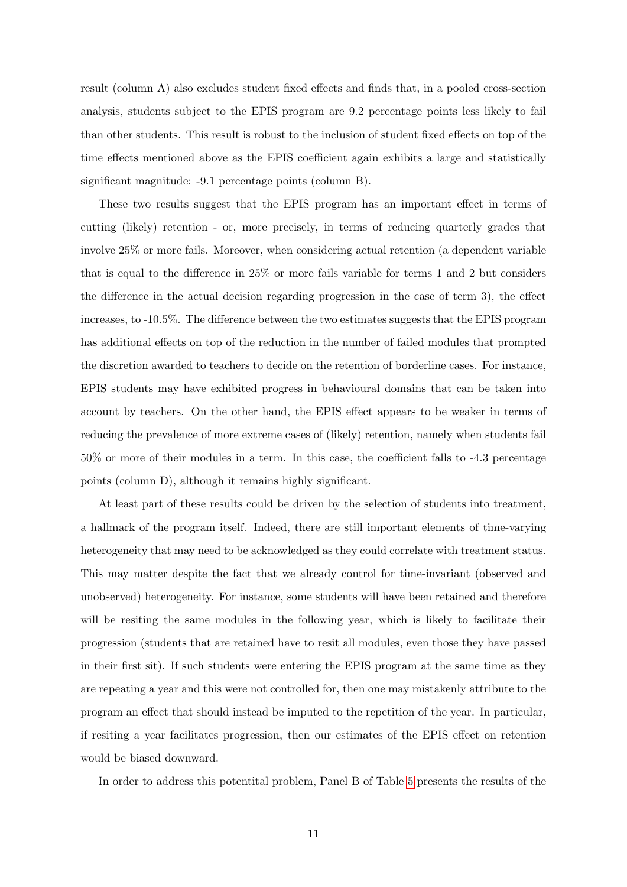result (column A) also excludes student fixed effects and finds that, in a pooled cross-section analysis, students subject to the EPIS program are 9.2 percentage points less likely to fail than other students. This result is robust to the inclusion of student fixed effects on top of the time effects mentioned above as the EPIS coefficient again exhibits a large and statistically significant magnitude: -9.1 percentage points (column B).

These two results suggest that the EPIS program has an important effect in terms of cutting (likely) retention - or, more precisely, in terms of reducing quarterly grades that involve 25% or more fails. Moreover, when considering actual retention (a dependent variable that is equal to the difference in 25% or more fails variable for terms 1 and 2 but considers the difference in the actual decision regarding progression in the case of term 3), the effect increases, to -10.5%. The difference between the two estimates suggests that the EPIS program has additional effects on top of the reduction in the number of failed modules that prompted the discretion awarded to teachers to decide on the retention of borderline cases. For instance, EPIS students may have exhibited progress in behavioural domains that can be taken into account by teachers. On the other hand, the EPIS effect appears to be weaker in terms of reducing the prevalence of more extreme cases of (likely) retention, namely when students fail 50% or more of their modules in a term. In this case, the coefficient falls to -4.3 percentage points (column D), although it remains highly significant.

At least part of these results could be driven by the selection of students into treatment, a hallmark of the program itself. Indeed, there are still important elements of time-varying heterogeneity that may need to be acknowledged as they could correlate with treatment status. This may matter despite the fact that we already control for time-invariant (observed and unobserved) heterogeneity. For instance, some students will have been retained and therefore will be resiting the same modules in the following year, which is likely to facilitate their progression (students that are retained have to resit all modules, even those they have passed in their first sit). If such students were entering the EPIS program at the same time as they are repeating a year and this were not controlled for, then one may mistakenly attribute to the program an effect that should instead be imputed to the repetition of the year. In particular, if resiting a year facilitates progression, then our estimates of the EPIS effect on retention would be biased downward.

In order to address this potentital problem, Panel B of Table 5 presents the results of the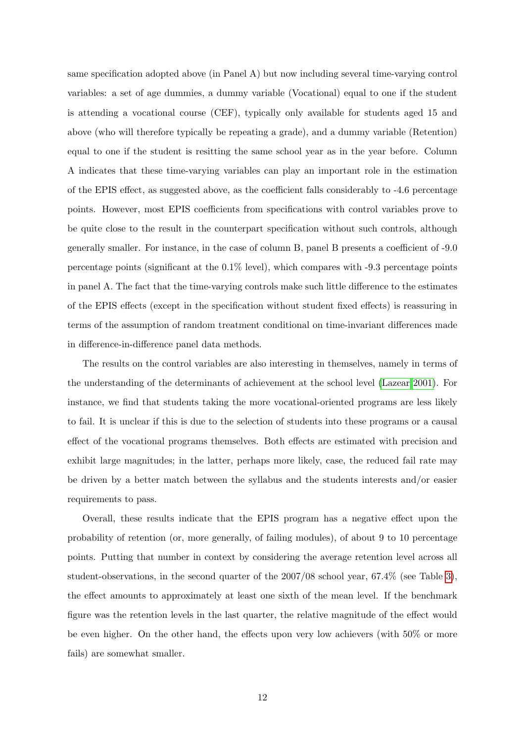same specification adopted above (in Panel A) but now including several time-varying control variables: a set of age dummies, a dummy variable (Vocational) equal to one if the student is attending a vocational course (CEF), typically only available for students aged 15 and above (who will therefore typically be repeating a grade), and a dummy variable (Retention) equal to one if the student is resitting the same school year as in the year before. Column A indicates that these time-varying variables can play an important role in the estimation of the EPIS effect, as suggested above, as the coefficient falls considerably to -4.6 percentage points. However, most EPIS coefficients from specifications with control variables prove to be quite close to the result in the counterpart specification without such controls, although generally smaller. For instance, in the case of column B, panel B presents a coefficient of -9.0 percentage points (significant at the 0.1% level), which compares with -9.3 percentage points in panel A. The fact that the time-varying controls make such little difference to the estimates of the EPIS effects (except in the specification without student fixed effects) is reassuring in terms of the assumption of random treatment conditional on time-invariant differences made in difference-in-difference panel data methods.

The results on the control variables are also interesting in themselves, namely in terms of the understanding of the determinants of achievement at the school level (Lazear 2001). For instance, we find that students taking the more vocational-oriented programs are less likely to fail. It is unclear if this is due to the selection of students into these programs or a causal effect of the vocational programs themselves. Both effects are estimated with precision and exhibit large magnitudes; in the latter, perhaps more likely, case, the reduced fail rate may be driven by a better match between the syllabus and the students interests and/or easier requirements to pass.

Overall, these results indicate that the EPIS program has a negative effect upon the probability of retention (or, more generally, of failing modules), of about 9 to 10 percentage points. Putting that number in context by considering the average retention level across all student-observations, in the second quarter of the 2007/08 school year, 67.4% (see Table 3), the effect amounts to approximately at least one sixth of the mean level. If the benchmark figure was the retention levels in the last quarter, the relative magnitude of the effect would be even higher. On the other hand, the effects upon very low achievers (with 50% or more fails) are somewhat smaller.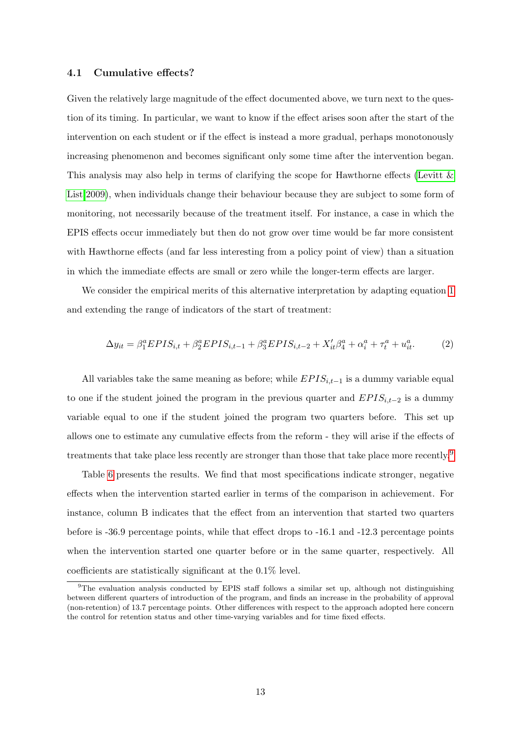### 4.1 Cumulative effects?

Given the relatively large magnitude of the effect documented above, we turn next to the question of its timing. In particular, we want to know if the effect arises soon after the start of the intervention on each student or if the effect is instead a more gradual, perhaps monotonously increasing phenomenon and becomes significant only some time after the intervention began. This analysis may also help in terms of clarifying the scope for Hawthorne effects (Levitt & List 2009), when individuals change their behaviour because they are subject to some form of monitoring, not necessarily because of the treatment itself. For instance, a case in which the EPIS effects occur immediately but then do not grow over time would be far more consistent with Hawthorne effects (and far less interesting from a policy point of view) than a situation in which the immediate effects are small or zero while the longer-term effects are larger.

We consider the empirical merits of this alternative interpretation by adapting equation 1 and extending the range of indicators of the start of treatment:

$$\Delta y_{it} = \beta_1^a EPIS_{i,t} + \beta_2^a EPIS_{i,t-1} + \beta_3^a EPIS_{i,t-2} + X_{it}'\beta_4^a + \alpha_i^a + \tau_t^a + u_{it}^a. \qquad (2)$$

All variables take the same meaning as before; while $EPIS_{i,t-1}$ is a dummy variable equal to one if the student joined the program in the previous quarter and $EPIS_{i,t-2}$ is a dummy variable equal to one if the student joined the program two quarters before. This set up allows one to estimate any cumulative effects from the reform - they will arise if the effects of treatments that take place less recently are stronger than those that take place more recently.[9]

Table 6 presents the results. We find that most specifications indicate stronger, negative effects when the intervention started earlier in terms of the comparison in achievement. For instance, column B indicates that the effect from an intervention that started two quarters before is -36.9 percentage points, while that effect drops to -16.1 and -12.3 percentage points when the intervention started one quarter before or in the same quarter, respectively. All coefficients are statistically significant at the 0.1% level.

[9] The evaluation analysis conducted by EPIS staff follows a similar set up, although not distinguishing between different quarters of introduction of the program, and finds an increase in the probability of approval (non-retention) of 13.7 percentage points. Other differences with respect to the approach adopted here concern the control for retention status and other time-varying variables and for time fixed effects.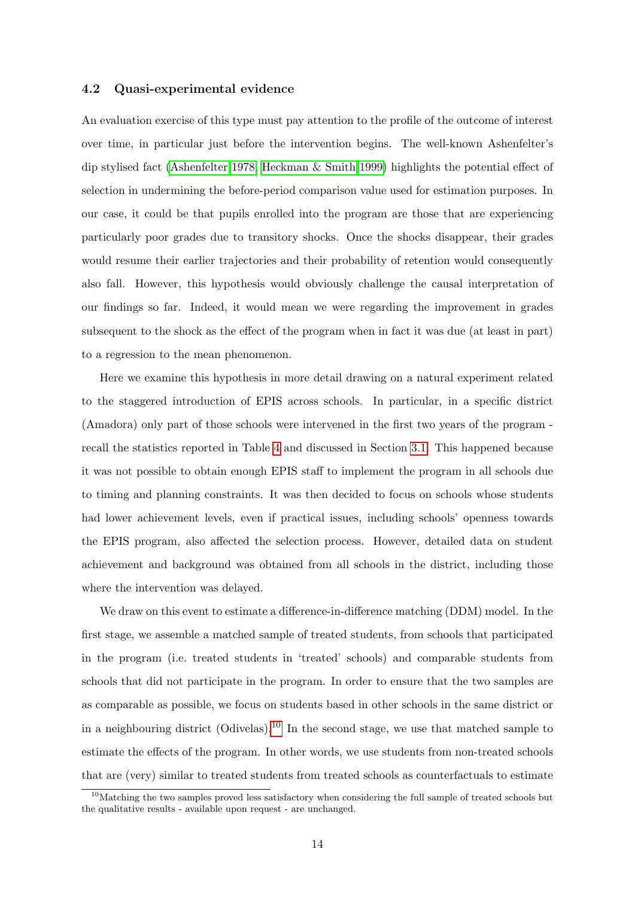### 4.2 Quasi-experimental evidence

An evaluation exercise of this type must pay attention to the profile of the outcome of interest over time, in particular just before the intervention begins. The well-known Ashenfelter's dip stylised fact (Ashenfelter 1978, Heckman & Smith 1999) highlights the potential effect of selection in undermining the before-period comparison value used for estimation purposes. In our case, it could be that pupils enrolled into the program are those that are experiencing particularly poor grades due to transitory shocks. Once the shocks disappear, their grades would resume their earlier trajectories and their probability of retention would consequently also fall. However, this hypothesis would obviously challenge the causal interpretation of our findings so far. Indeed, it would mean we were regarding the improvement in grades subsequent to the shock as the effect of the program when in fact it was due (at least in part) to a regression to the mean phenomenon.

Here we examine this hypothesis in more detail drawing on a natural experiment related to the staggered introduction of EPIS across schools. In particular, in a specific district (Amadora) only part of those schools were intervened in the first two years of the program - recall the statistics reported in Table 4 and discussed in Section 3.1. This happened because it was not possible to obtain enough EPIS staff to implement the program in all schools due to timing and planning constraints. It was then decided to focus on schools whose students had lower achievement levels, even if practical issues, including schools' openness towards the EPIS program, also affected the selection process. However, detailed data on student achievement and background was obtained from all schools in the district, including those where the intervention was delayed.

We draw on this event to estimate a difference-in-difference matching (DDM) model. In the first stage, we assemble a matched sample of treated students, from schools that participated in the program (i.e. treated students in 'treated' schools) and comparable students from schools that did not participate in the program. In order to ensure that the two samples are as comparable as possible, we focus on students based in other schools in the same district or in a neighbouring district (Odivelas).[10] In the second stage, we use that matched sample to estimate the effects of the program. In other words, we use students from non-treated schools that are (very) similar to treated students from treated schools as counterfactuals to estimate

[10] Matching the two samples proved less satisfactory when considering the full sample of treated schools but the qualitative results - available upon request - are unchanged.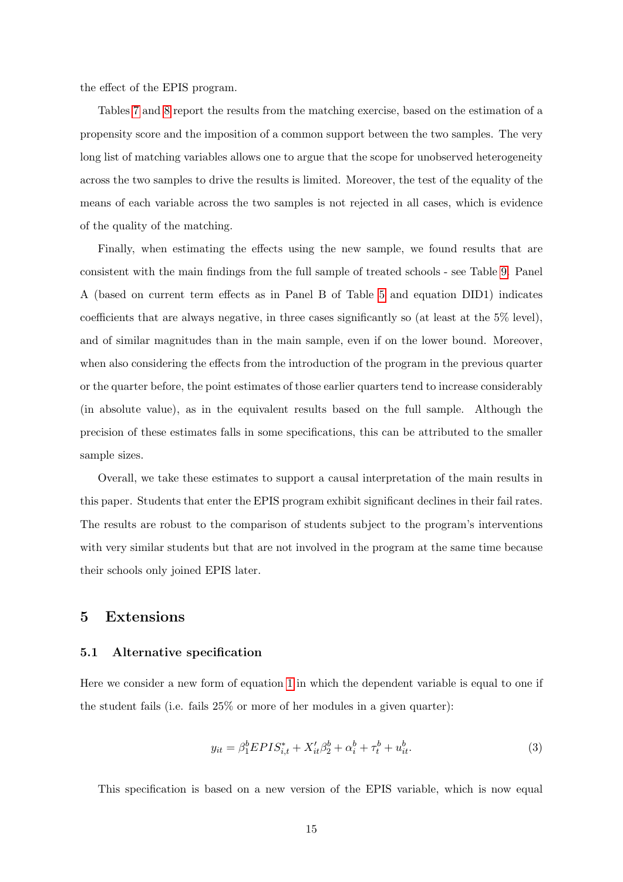the effect of the EPIS program.

Tables 7 and 8 report the results from the matching exercise, based on the estimation of a propensity score and the imposition of a common support between the two samples. The very long list of matching variables allows one to argue that the scope for unobserved heterogeneity across the two samples to drive the results is limited. Moreover, the test of the equality of the means of each variable across the two samples is not rejected in all cases, which is evidence of the quality of the matching.

Finally, when estimating the effects using the new sample, we found results that are consistent with the main findings from the full sample of treated schools - see Table 9. Panel A (based on current term effects as in Panel B of Table 5 and equation DID1) indicates coefficients that are always negative, in three cases significantly so (at least at the 5% level), and of similar magnitudes than in the main sample, even if on the lower bound. Moreover, when also considering the effects from the introduction of the program in the previous quarter or the quarter before, the point estimates of those earlier quarters tend to increase considerably (in absolute value), as in the equivalent results based on the full sample. Although the precision of these estimates falls in some specifications, this can be attributed to the smaller sample sizes.

Overall, we take these estimates to support a causal interpretation of the main results in this paper. Students that enter the EPIS program exhibit significant declines in their fail rates. The results are robust to the comparison of students subject to the program's interventions with very similar students but that are not involved in the program at the same time because their schools only joined EPIS later.

## 5 Extensions

### 5.1 Alternative specification

Here we consider a new form of equation 1 in which the dependent variable is equal to one if the student fails (i.e. fails 25% or more of her modules in a given quarter):

$$y_{it} = \beta_1^b EPIS_{i,t}^* + X_{it}'\beta_2^b + \alpha_i^b + \tau_t^b + u_{it}^b. \tag{3}$$

This specification is based on a new version of the EPIS variable, which is now equal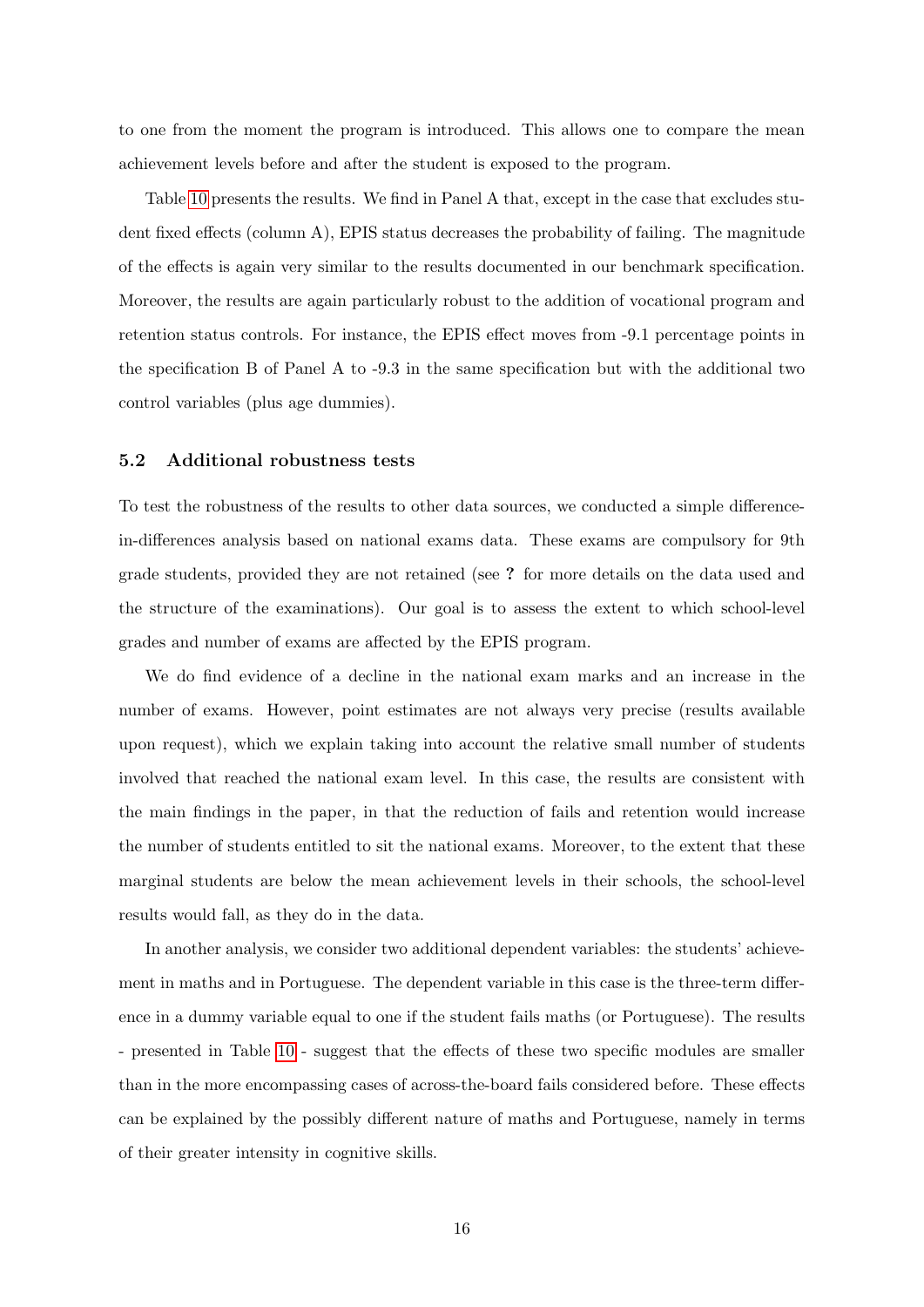to one from the moment the program is introduced. This allows one to compare the mean achievement levels before and after the student is exposed to the program.

Table 10 presents the results. We find in Panel A that, except in the case that excludes student fixed effects (column A), EPIS status decreases the probability of failing. The magnitude of the effects is again very similar to the results documented in our benchmark specification. Moreover, the results are again particularly robust to the addition of vocational program and retention status controls. For instance, the EPIS effect moves from -9.1 percentage points in the specification B of Panel A to -9.3 in the same specification but with the additional two control variables (plus age dummies).

### 5.2 Additional robustness tests

To test the robustness of the results to other data sources, we conducted a simple difference-in-differences analysis based on national exams data. These exams are compulsory for 9th grade students, provided they are not retained (see **?** for more details on the data used and the structure of the examinations). Our goal is to assess the extent to which school-level grades and number of exams are affected by the EPIS program.

We do find evidence of a decline in the national exam marks and an increase in the number of exams. However, point estimates are not always very precise (results available upon request), which we explain taking into account the relative small number of students involved that reached the national exam level. In this case, the results are consistent with the main findings in the paper, in that the reduction of fails and retention would increase the number of students entitled to sit the national exams. Moreover, to the extent that these marginal students are below the mean achievement levels in their schools, the school-level results would fall, as they do in the data.

In another analysis, we consider two additional dependent variables: the students' achievement in maths and in Portuguese. The dependent variable in this case is the three-term difference in a dummy variable equal to one if the student fails maths (or Portuguese). The results - presented in Table 10 - suggest that the effects of these two specific modules are smaller than in the more encompassing cases of across-the-board fails considered before. These effects can be explained by the possibly different nature of maths and Portuguese, namely in terms of their greater intensity in cognitive skills.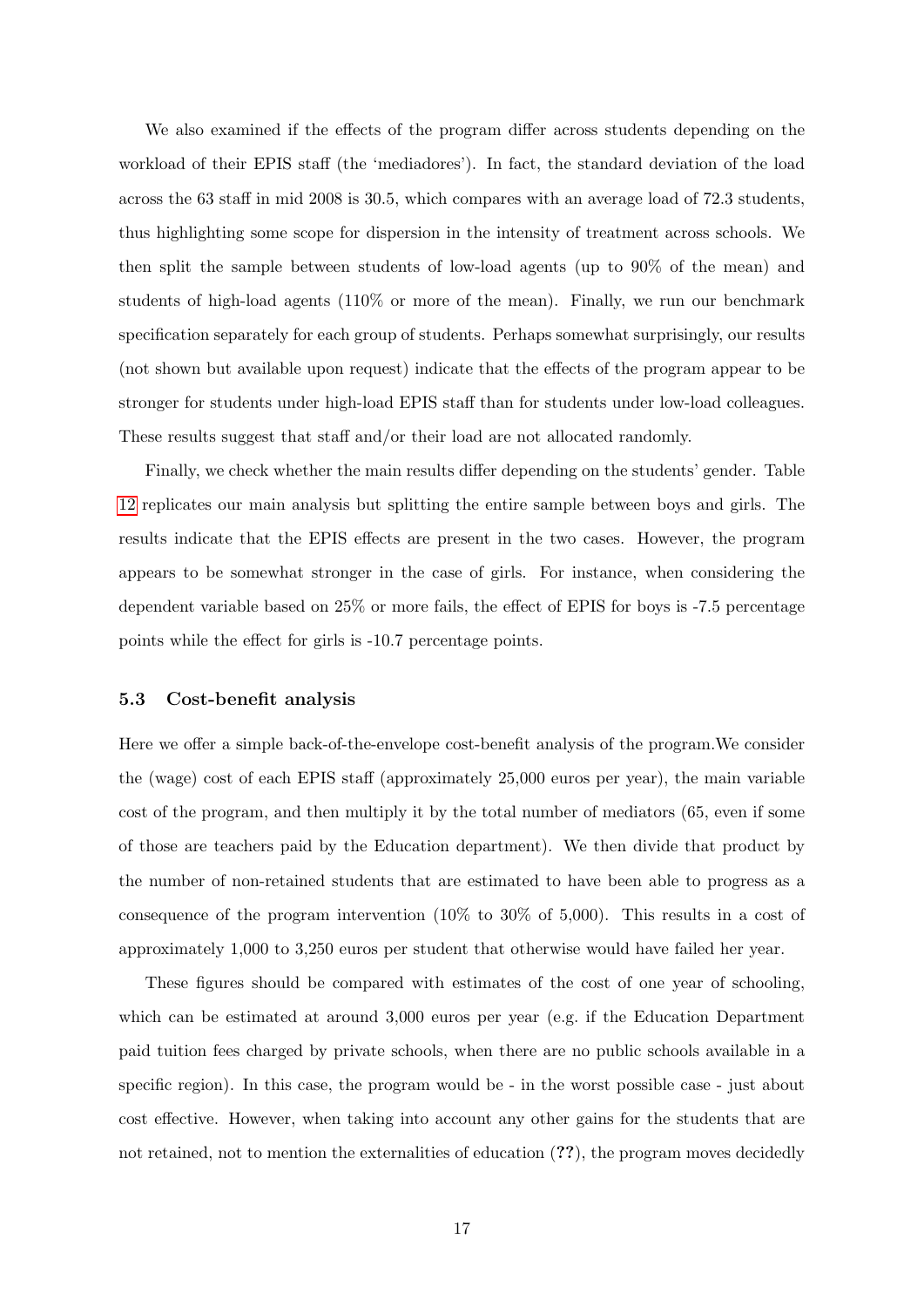We also examined if the effects of the program differ across students depending on the workload of their EPIS staff (the 'mediadores'). In fact, the standard deviation of the load across the 63 staff in mid 2008 is 30.5, which compares with an average load of 72.3 students, thus highlighting some scope for dispersion in the intensity of treatment across schools. We then split the sample between students of low-load agents (up to 90% of the mean) and students of high-load agents (110% or more of the mean). Finally, we run our benchmark specification separately for each group of students. Perhaps somewhat surprisingly, our results (not shown but available upon request) indicate that the effects of the program appear to be stronger for students under high-load EPIS staff than for students under low-load colleagues. These results suggest that staff and/or their load are not allocated randomly.

Finally, we check whether the main results differ depending on the students' gender. Table 12 replicates our main analysis but splitting the entire sample between boys and girls. The results indicate that the EPIS effects are present in the two cases. However, the program appears to be somewhat stronger in the case of girls. For instance, when considering the dependent variable based on 25% or more fails, the effect of EPIS for boys is -7.5 percentage points while the effect for girls is -10.7 percentage points.

### 5.3 Cost-benefit analysis

Here we offer a simple back-of-the-envelope cost-benefit analysis of the program.We consider the (wage) cost of each EPIS staff (approximately 25,000 euros per year), the main variable cost of the program, and then multiply it by the total number of mediators (65, even if some of those are teachers paid by the Education department). We then divide that product by the number of non-retained students that are estimated to have been able to progress as a consequence of the program intervention (10% to 30% of 5,000). This results in a cost of approximately 1,000 to 3,250 euros per student that otherwise would have failed her year.

These figures should be compared with estimates of the cost of one year of schooling, which can be estimated at around 3,000 euros per year (e.g. if the Education Department paid tuition fees charged by private schools, when there are no public schools available in a specific region). In this case, the program would be - in the worst possible case - just about cost effective. However, when taking into account any other gains for the students that are not retained, not to mention the externalities of education (**??**), the program moves decidedly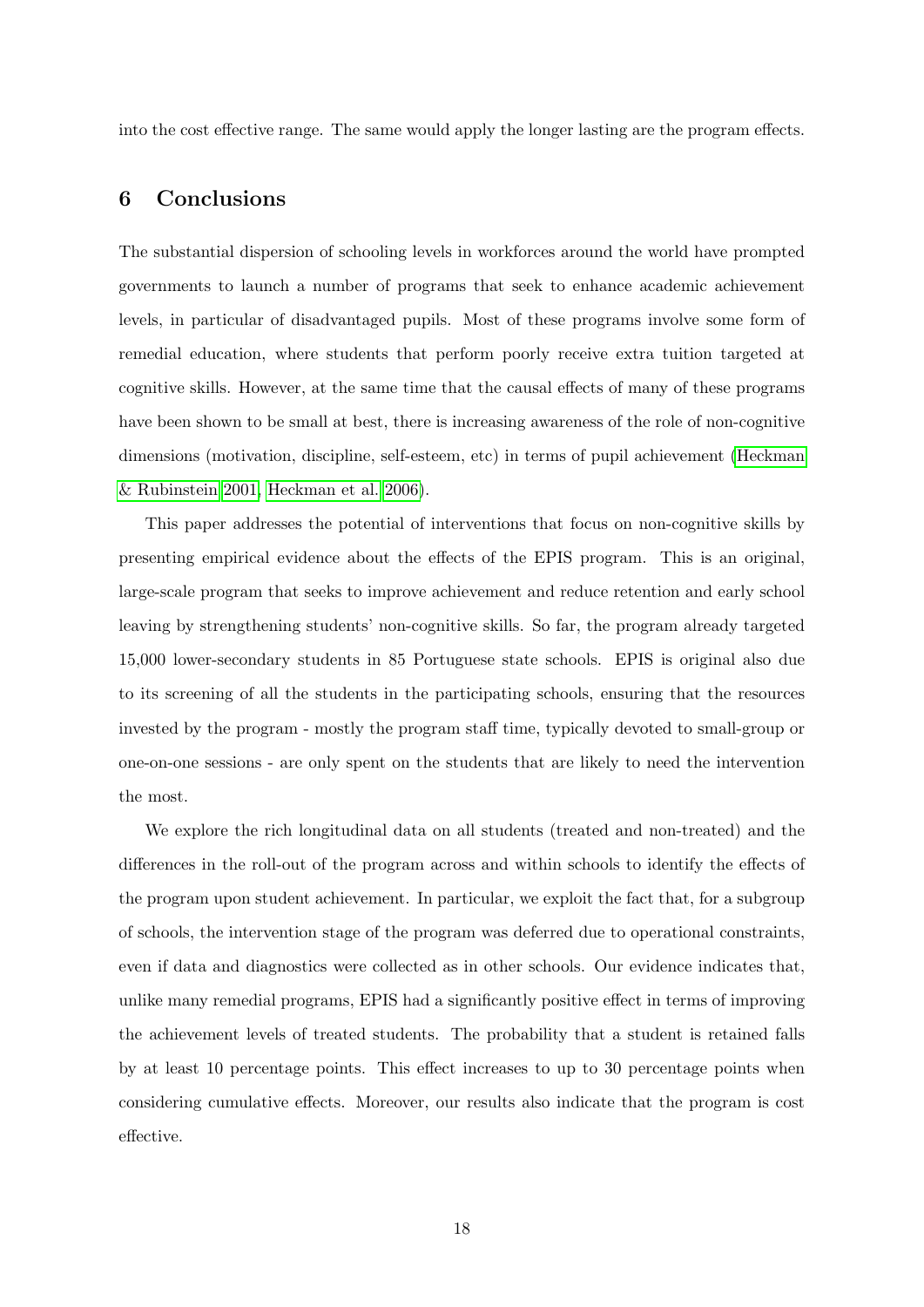into the cost effective range. The same would apply the longer lasting are the program effects.

## 6 Conclusions

The substantial dispersion of schooling levels in workforces around the world have prompted governments to launch a number of programs that seek to enhance academic achievement levels, in particular of disadvantaged pupils. Most of these programs involve some form of remedial education, where students that perform poorly receive extra tuition targeted at cognitive skills. However, at the same time that the causal effects of many of these programs have been shown to be small at best, there is increasing awareness of the role of non-cognitive dimensions (motivation, discipline, self-esteem, etc) in terms of pupil achievement (Heckman & Rubinstein 2001, Heckman et al. 2006).

This paper addresses the potential of interventions that focus on non-cognitive skills by presenting empirical evidence about the effects of the EPIS program. This is an original, large-scale program that seeks to improve achievement and reduce retention and early school leaving by strengthening students' non-cognitive skills. So far, the program already targeted 15,000 lower-secondary students in 85 Portuguese state schools. EPIS is original also due to its screening of all the students in the participating schools, ensuring that the resources invested by the program - mostly the program staff time, typically devoted to small-group or one-on-one sessions - are only spent on the students that are likely to need the intervention the most.

We explore the rich longitudinal data on all students (treated and non-treated) and the differences in the roll-out of the program across and within schools to identify the effects of the program upon student achievement. In particular, we exploit the fact that, for a subgroup of schools, the intervention stage of the program was deferred due to operational constraints, even if data and diagnostics were collected as in other schools. Our evidence indicates that, unlike many remedial programs, EPIS had a significantly positive effect in terms of improving the achievement levels of treated students. The probability that a student is retained falls by at least 10 percentage points. This effect increases to up to 30 percentage points when considering cumulative effects. Moreover, our results also indicate that the program is cost effective.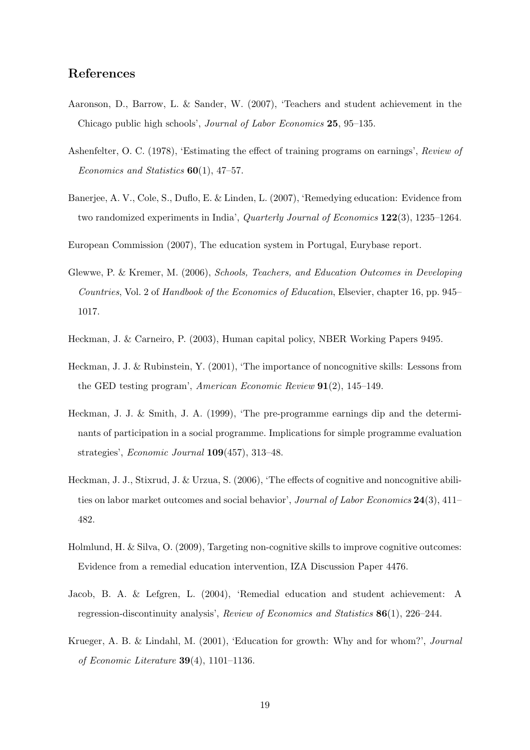## References

Aaronson, D., Barrow, L. & Sander, W. (2007), 'Teachers and student achievement in the Chicago public high schools', *Journal of Labor Economics* **25**, 95–135.

Ashenfelter, O. C. (1978), 'Estimating the effect of training programs on earnings', *Review of Economics and Statistics* **60**(1), 47–57.

Banerjee, A. V., Cole, S., Duflo, E. & Linden, L. (2007), 'Remedying education: Evidence from two randomized experiments in India', *Quarterly Journal of Economics* **122**(3), 1235–1264.

European Commission (2007), The education system in Portugal, Eurybase report.

Glewwe, P. & Kremer, M. (2006), *Schools, Teachers, and Education Outcomes in Developing Countries*, Vol. 2 of *Handbook of the Economics of Education*, Elsevier, chapter 16, pp. 945–1017.

Heckman, J. & Carneiro, P. (2003), Human capital policy, NBER Working Papers 9495.

Heckman, J. J. & Rubinstein, Y. (2001), 'The importance of noncognitive skills: Lessons from the GED testing program', *American Economic Review* **91**(2), 145–149.

Heckman, J. J. & Smith, J. A. (1999), 'The pre-programme earnings dip and the determinants of participation in a social programme. Implications for simple programme evaluation strategies', *Economic Journal* **109**(457), 313–48.

Heckman, J. J., Stixrud, J. & Urzua, S. (2006), 'The effects of cognitive and noncognitive abilities on labor market outcomes and social behavior', *Journal of Labor Economics* **24**(3), 411–482.

Holmlund, H. & Silva, O. (2009), Targeting non-cognitive skills to improve cognitive outcomes: Evidence from a remedial education intervention, IZA Discussion Paper 4476.

Jacob, B. A. & Lefgren, L. (2004), 'Remedial education and student achievement: A regression-discontinuity analysis', *Review of Economics and Statistics* **86**(1), 226–244.

Krueger, A. B. & Lindahl, M. (2001), 'Education for growth: Why and for whom?', *Journal of Economic Literature* **39**(4), 1101–1136.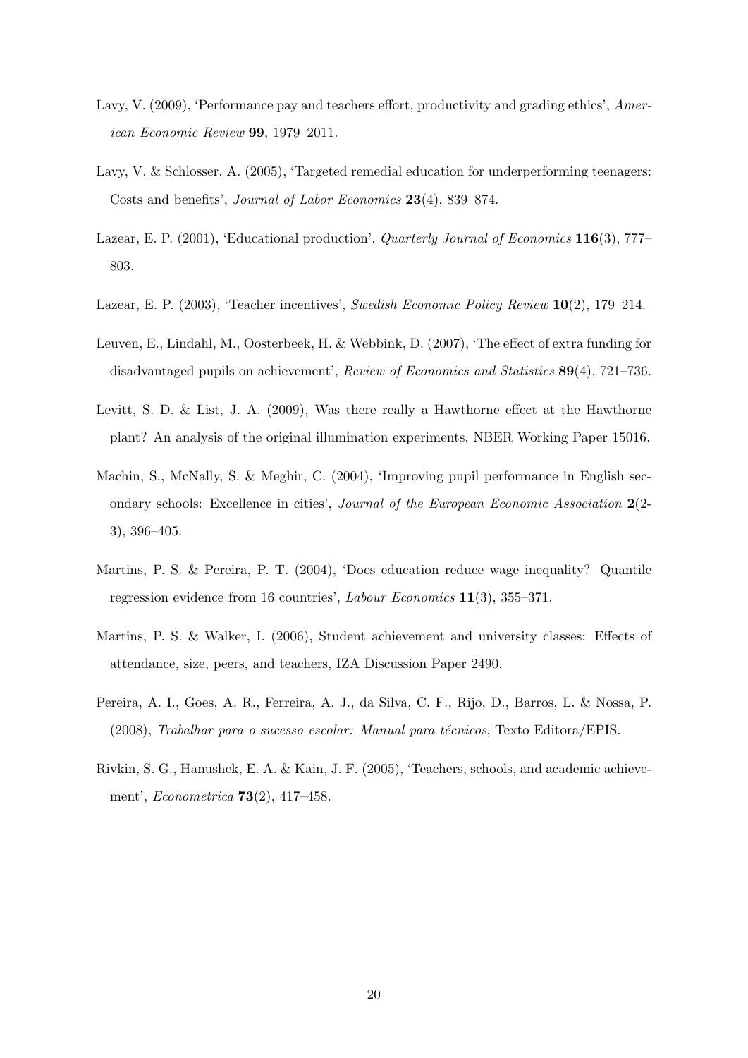Lavy, V. (2009), 'Performance pay and teachers effort, productivity and grading ethics', *American Economic Review* **99**, 1979–2011.

Lavy, V. & Schlosser, A. (2005), 'Targeted remedial education for underperforming teenagers: Costs and benefits', *Journal of Labor Economics* **23**(4), 839–874.

Lazear, E. P. (2001), 'Educational production', *Quarterly Journal of Economics* **116**(3), 777–803.

Lazear, E. P. (2003), 'Teacher incentives', *Swedish Economic Policy Review* **10**(2), 179–214.

Leuven, E., Lindahl, M., Oosterbeek, H. & Webbink, D. (2007), 'The effect of extra funding for disadvantaged pupils on achievement', *Review of Economics and Statistics* **89**(4), 721–736.

Levitt, S. D. & List, J. A. (2009), Was there really a Hawthorne effect at the Hawthorne plant? An analysis of the original illumination experiments, NBER Working Paper 15016.

Machin, S., McNally, S. & Meghir, C. (2004), 'Improving pupil performance in English secondary schools: Excellence in cities', *Journal of the European Economic Association* **2**(2-3), 396–405.

Martins, P. S. & Pereira, P. T. (2004), 'Does education reduce wage inequality? Quantile regression evidence from 16 countries', *Labour Economics* **11**(3), 355–371.

Martins, P. S. & Walker, I. (2006), Student achievement and university classes: Effects of attendance, size, peers, and teachers, IZA Discussion Paper 2490.

Pereira, A. I., Goes, A. R., Ferreira, A. J., da Silva, C. F., Rijo, D., Barros, L. & Nossa, P. (2008), *Trabalhar para o sucesso escolar: Manual para técnicos*, Texto Editora/EPIS.

Rivkin, S. G., Hanushek, E. A. & Kain, J. F. (2005), 'Teachers, schools, and academic achievement', *Econometrica* **73**(2), 417–458.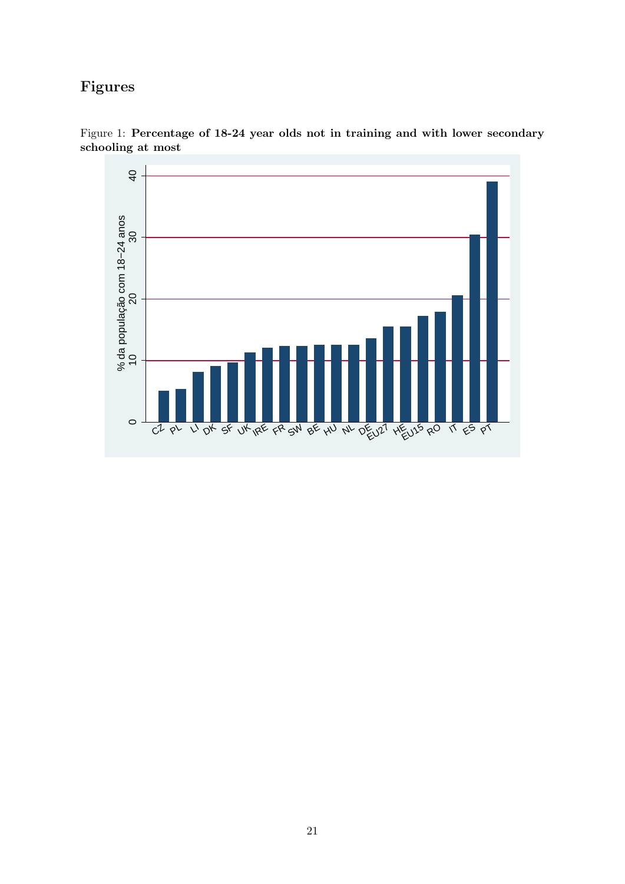# Figures

Figure 1: **Percentage of 18-24 year olds not in training and with lower secondary schooling at most**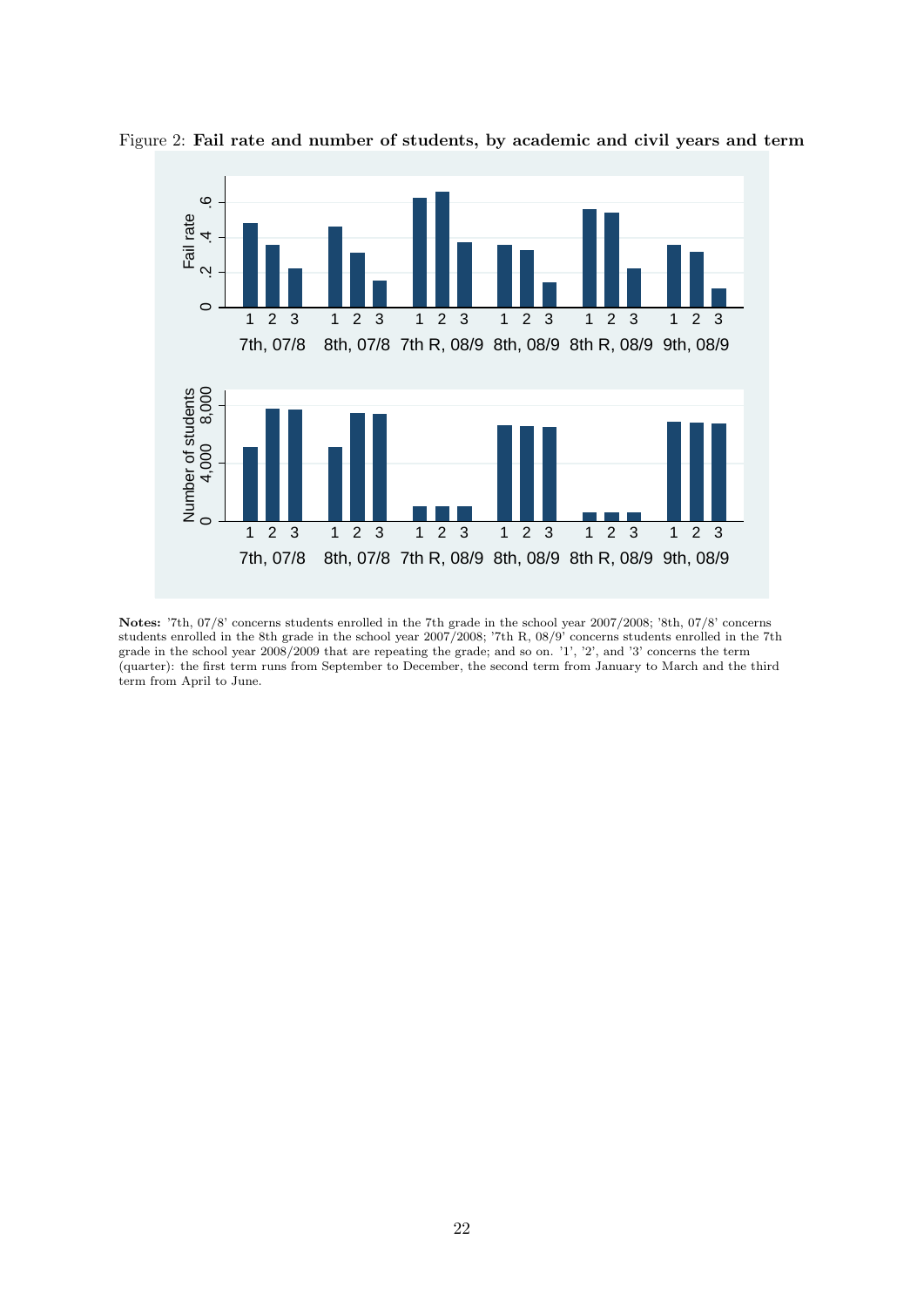Figure 2: **Fail rate and number of students, by academic and civil years and term**

**Notes:** '7th, 07/8' concerns students enrolled in the 7th grade in the school year 2007/2008; '8th, 07/8' concerns students enrolled in the 8th grade in the school year 2007/2008; '7th R, 08/9' concerns students enrolled in the 7th grade in the school year 2008/2009 that are repeating the grade; and so on. '1', '2', and '3' concerns the term (quarter): the first term runs from September to December, the second term from January to March and the third term from April to June.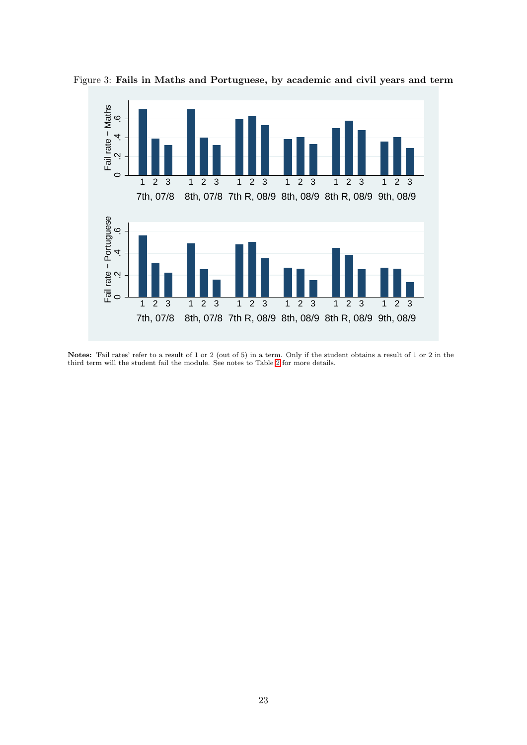Figure 3: **Fails in Maths and Portuguese, by academic and civil years and term**

**Notes:** 'Fail rates' refer to a result of 1 or 2 (out of 5) in a term. Only if the student obtains a result of 1 or 2 in the third term will the student fail the module. See notes to Table 2 for more details.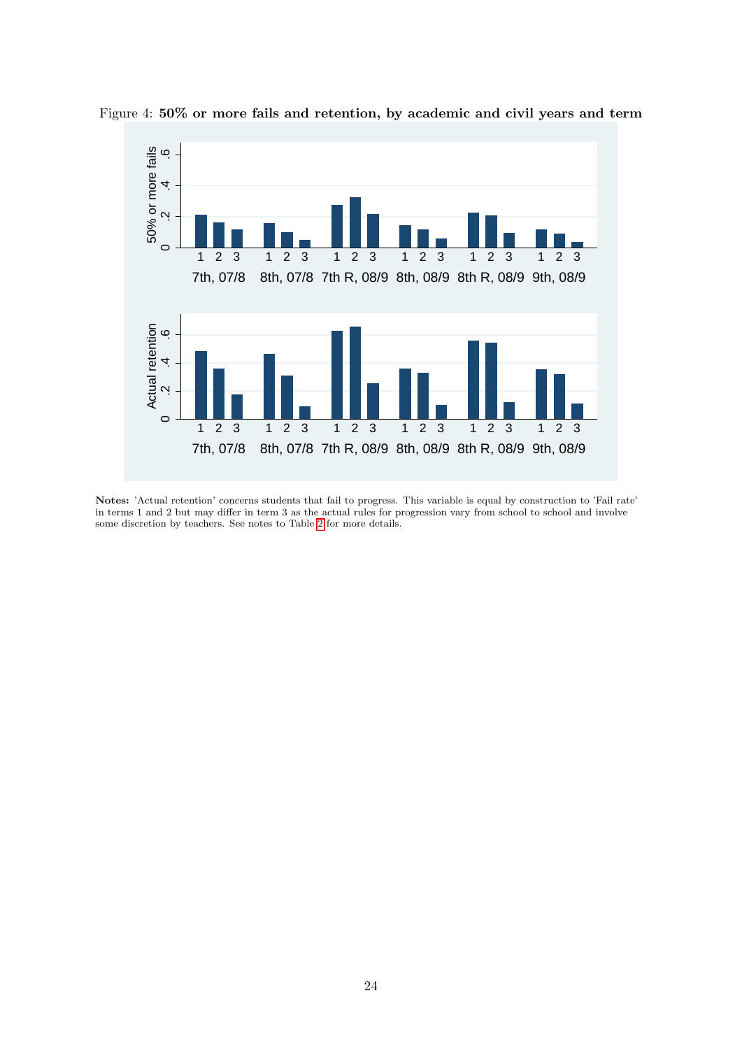Figure 4: **50% or more fails and retention, by academic and civil years and term**

**Notes:** 'Actual retention' concerns students that fail to progress. This variable is equal by construction to 'Fail rate' in terms 1 and 2 but may differ in term 3 as the actual rules for progression vary from school to school and involve some discretion by teachers. See notes to Table 2 for more details.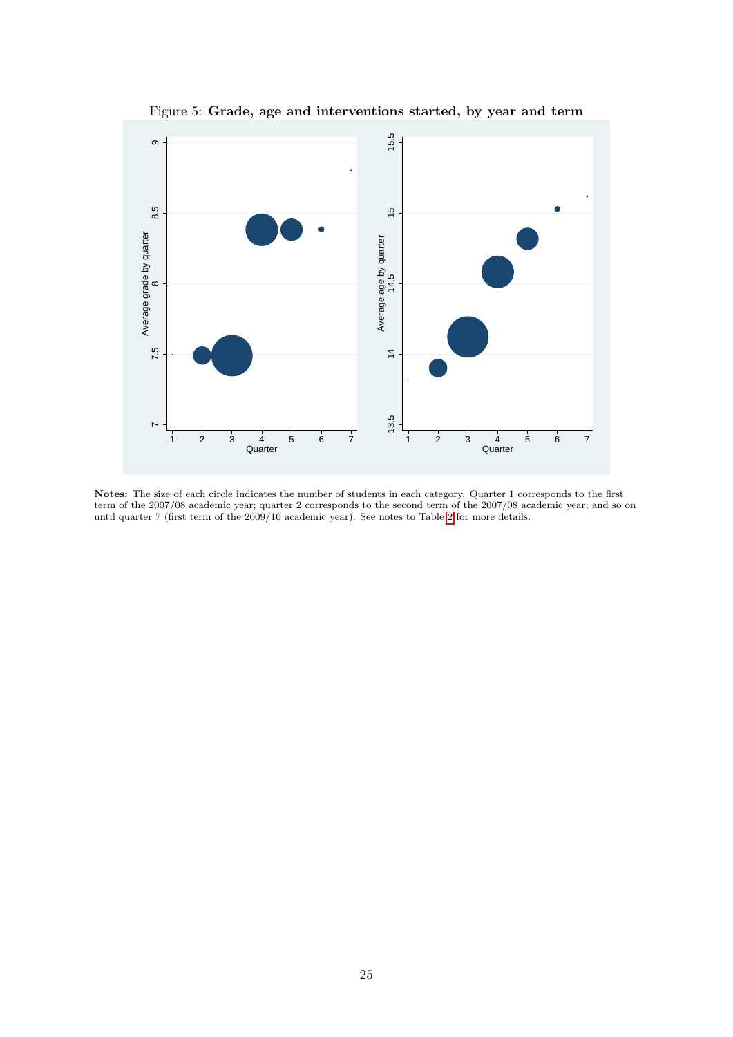Figure 5: **Grade, age and interventions started, by year and term**

**Notes:** The size of each circle indicates the number of students in each category. Quarter 1 corresponds to the first term of the 2007/08 academic year; quarter 2 corresponds to the second term of the 2007/08 academic year; and so on until quarter 7 (first term of the 2009/10 academic year). See notes to Table 2 for more details.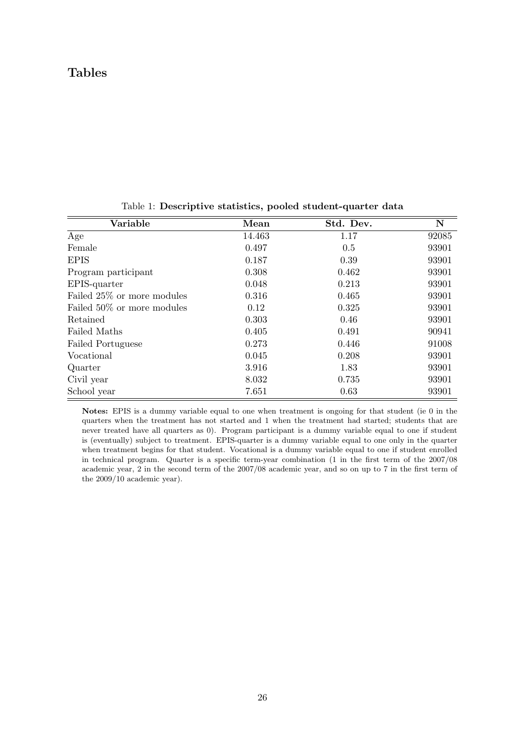# Tables

Table 1: **Descriptive statistics, pooled student-quarter data**

| Variable | Mean | Std. Dev. | N |
|---|---|---|---|
| Age | 14.463 | 1.17 | 92085 |
| Female | 0.497 | 0.5 | 93901 |
| EPIS | 0.187 | 0.39 | 93901 |
| Program participant | 0.308 | 0.462 | 93901 |
| EPIS-quarter | 0.048 | 0.213 | 93901 |
| Failed 25% or more modules | 0.316 | 0.465 | 93901 |
| Failed 50% or more modules | 0.12 | 0.325 | 93901 |
| Retained | 0.303 | 0.46 | 93901 |
| Failed Maths | 0.405 | 0.491 | 90941 |
| Failed Portuguese | 0.273 | 0.446 | 91008 |
| Vocational | 0.045 | 0.208 | 93901 |
| Quarter | 3.916 | 1.83 | 93901 |
| Civil year | 8.032 | 0.735 | 93901 |
| School year | 7.651 | 0.63 | 93901 |

**Notes:** EPIS is a dummy variable equal to one when treatment is ongoing for that student (ie 0 in the quarters when the treatment has not started and 1 when the treatment had started; students that are never treated have all quarters as 0). Program participant is a dummy variable equal to one if student is (eventually) subject to treatment. EPIS-quarter is a dummy variable equal to one only in the quarter when treatment begins for that student. Vocational is a dummy variable equal to one if student enrolled in technical program. Quarter is a specific term-year combination (1 in the first term of the 2007/08 academic year, 2 in the second term of the 2007/08 academic year, and so on up to 7 in the first term of the 2009/10 academic year).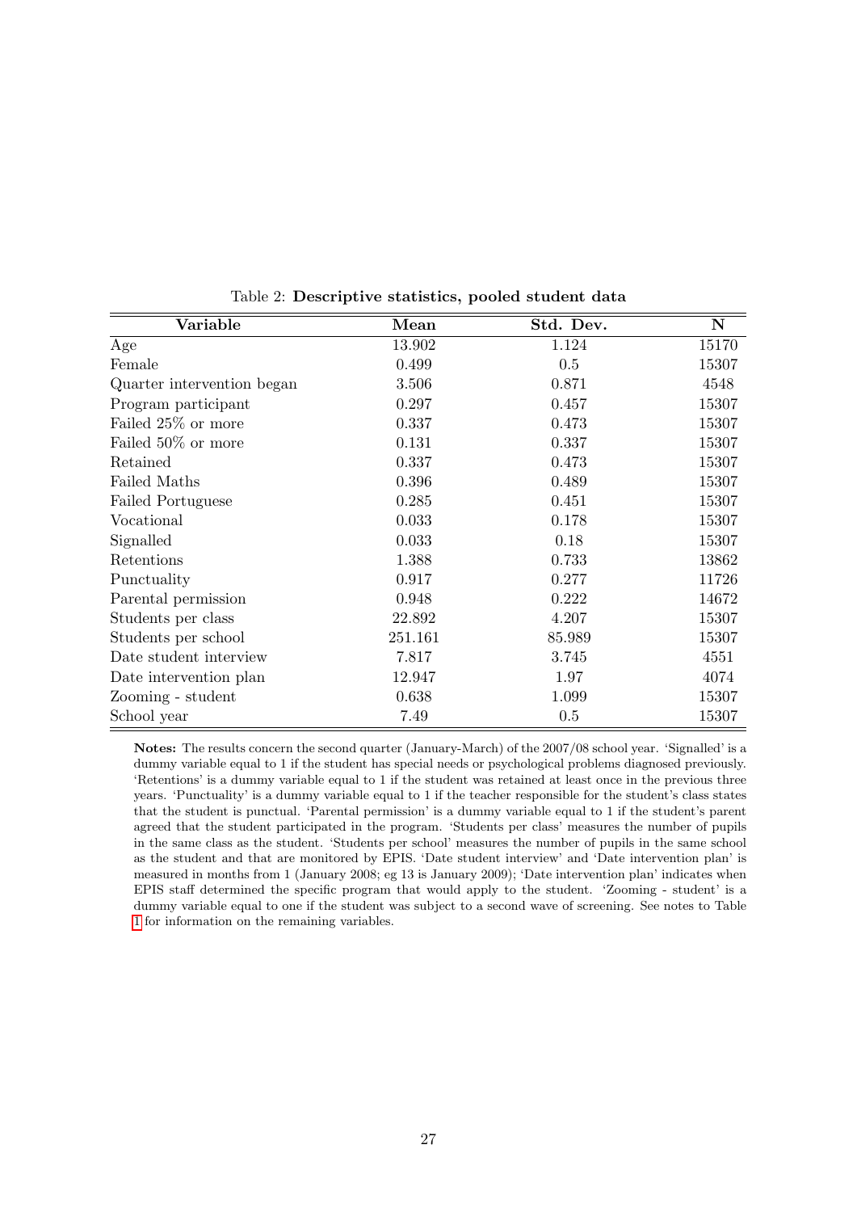Table 2: **Descriptive statistics, pooled student data**

| Variable | Mean | Std. Dev. | N |
|---|---|---|---|
| Age | 13.902 | 1.124 | 15170 |
| Female | 0.499 | 0.5 | 15307 |
| Quarter intervention began | 3.506 | 0.871 | 4548 |
| Program participant | 0.297 | 0.457 | 15307 |
| Failed 25% or more | 0.337 | 0.473 | 15307 |
| Failed 50% or more | 0.131 | 0.337 | 15307 |
| Retained | 0.337 | 0.473 | 15307 |
| Failed Maths | 0.396 | 0.489 | 15307 |
| Failed Portuguese | 0.285 | 0.451 | 15307 |
| Vocational | 0.033 | 0.178 | 15307 |
| Signalled | 0.033 | 0.18 | 15307 |
| Retentions | 1.388 | 0.733 | 13862 |
| Punctuality | 0.917 | 0.277 | 11726 |
| Parental permission | 0.948 | 0.222 | 14672 |
| Students per class | 22.892 | 4.207 | 15307 |
| Students per school | 251.161 | 85.989 | 15307 |
| Date student interview | 7.817 | 3.745 | 4551 |
| Date intervention plan | 12.947 | 1.97 | 4074 |
| Zooming - student | 0.638 | 1.099 | 15307 |
| School year | 7.49 | 0.5 | 15307 |

**Notes:** The results concern the second quarter (January-March) of the 2007/08 school year. 'Signalled' is a dummy variable equal to 1 if the student has special needs or psychological problems diagnosed previously. 'Retentions' is a dummy variable equal to 1 if the student was retained at least once in the previous three years. 'Punctuality' is a dummy variable equal to 1 if the teacher responsible for the student's class states that the student is punctual. 'Parental permission' is a dummy variable equal to 1 if the student's parent agreed that the student participated in the program. 'Students per class' measures the number of pupils in the same class as the student. 'Students per school' measures the number of pupils in the same school as the student and that are monitored by EPIS. 'Date student interview' and 'Date intervention plan' is measured in months from 1 (January 2008; eg 13 is January 2009); 'Date intervention plan' indicates when EPIS staff determined the specific program that would apply to the student. 'Zooming - student' is a dummy variable equal to one if the student was subject to a second wave of screening. See notes to Table 1 for information on the remaining variables.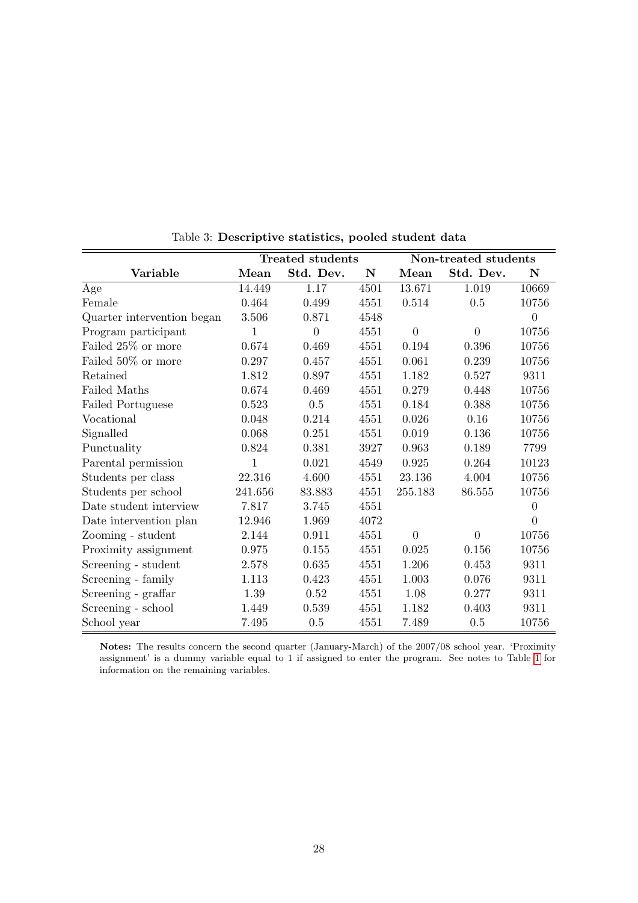Table 3: **Descriptive statistics, pooled student data**

| Variable | Treated students | | | Non-treated students | | |
|---|---|---|---|---|---|---|
| | **Mean** | **Std. Dev.** | **N** | **Mean** | **Std. Dev.** | **N** |
| Age | 14.449 | 1.17 | 4501 | 13.671 | 1.019 | 10669 |
| Female | 0.464 | 0.499 | 4551 | 0.514 | 0.5 | 10756 |
| Quarter intervention began | 3.506 | 0.871 | 4548 | | | 0 |
| Program participant | 1 | 0 | 4551 | 0 | 0 | 10756 |
| Failed 25% or more | 0.674 | 0.469 | 4551 | 0.194 | 0.396 | 10756 |
| Failed 50% or more | 0.297 | 0.457 | 4551 | 0.061 | 0.239 | 10756 |
| Retained | 1.812 | 0.897 | 4551 | 1.182 | 0.527 | 9311 |
| Failed Maths | 0.674 | 0.469 | 4551 | 0.279 | 0.448 | 10756 |
| Failed Portuguese | 0.523 | 0.5 | 4551 | 0.184 | 0.388 | 10756 |
| Vocational | 0.048 | 0.214 | 4551 | 0.026 | 0.16 | 10756 |
| Signalled | 0.068 | 0.251 | 4551 | 0.019 | 0.136 | 10756 |
| Punctuality | 0.824 | 0.381 | 3927 | 0.963 | 0.189 | 7799 |
| Parental permission | 1 | 0.021 | 4549 | 0.925 | 0.264 | 10123 |
| Students per class | 22.316 | 4.600 | 4551 | 23.136 | 4.004 | 10756 |
| Students per school | 241.656 | 83.883 | 4551 | 255.183 | 86.555 | 10756 |
| Date student interview | 7.817 | 3.745 | 4551 | | | 0 |
| Date intervention plan | 12.946 | 1.969 | 4072 | | | 0 |
| Zooming - student | 2.144 | 0.911 | 4551 | 0 | 0 | 10756 |
| Proximity assignment | 0.975 | 0.155 | 4551 | 0.025 | 0.156 | 10756 |
| Screening - student | 2.578 | 0.635 | 4551 | 1.206 | 0.453 | 9311 |
| Screening - family | 1.113 | 0.423 | 4551 | 1.003 | 0.076 | 9311 |
| Screening - graffar | 1.39 | 0.52 | 4551 | 1.08 | 0.277 | 9311 |
| Screening - school | 1.449 | 0.539 | 4551 | 1.182 | 0.403 | 9311 |
| School year | 7.495 | 0.5 | 4551 | 7.489 | 0.5 | 10756 |

**Notes:** The results concern the second quarter (January-March) of the 2007/08 school year. 'Proximity assignment' is a dummy variable equal to 1 if assigned to enter the program. See notes to Table 1 for information on the remaining variables.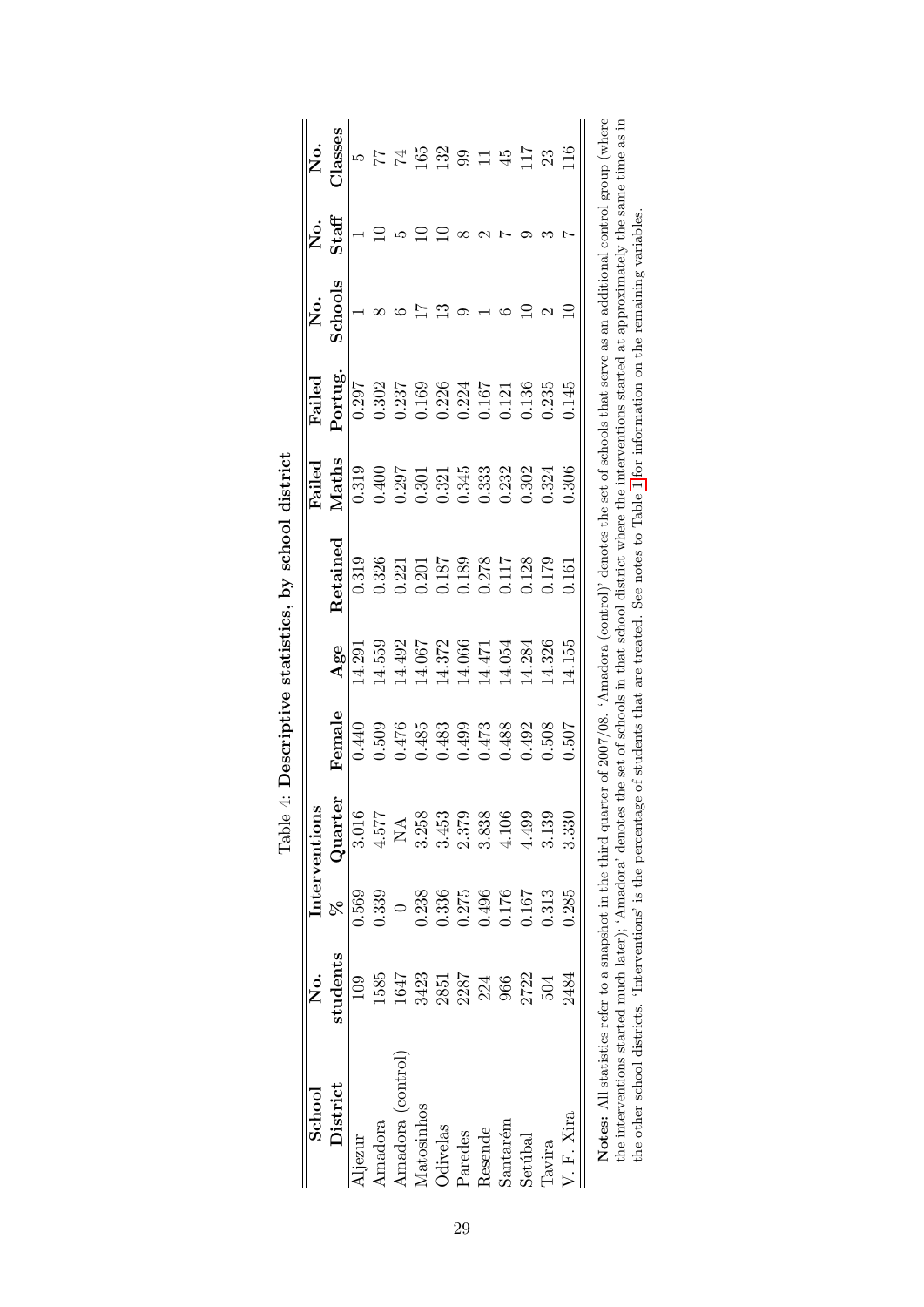Table 4: **Descriptive statistics, by school district**

| School District | No. students | Interventions % | Interventions Quarter | Female | Age | Retained | Failed Maths | Failed Portug. | No. Schools | No. Staff | No. Classes |
|---|---|---|---|---|---|---|---|---|---|---|---|
| Aljezur | 109 | 0.569 | 3.016 | 0.440 | 14.291 | 0.319 | 0.319 | 0.297 | 1 | 1 | 5 |
| Amadora | 1585 | 0.339 | 4.577 | 0.509 | 14.559 | 0.326 | 0.400 | 0.302 | 8 | 10 | 77 |
| Amadora (control) | 1647 | 0 | NA | 0.476 | 14.492 | 0.221 | 0.297 | 0.237 | 6 | 5 | 74 |
| Matosinhos | 3423 | 0.238 | 3.258 | 0.485 | 14.067 | 0.201 | 0.301 | 0.169 | 17 | 10 | 165 |
| Odivelas | 2851 | 0.336 | 3.453 | 0.483 | 14.372 | 0.187 | 0.321 | 0.226 | 13 | 10 | 132 |
| Paredes | 2287 | 0.275 | 2.379 | 0.499 | 14.066 | 0.189 | 0.345 | 0.224 | 9 | 8 | 99 |
| Resende | 224 | 0.496 | 3.838 | 0.473 | 14.471 | 0.278 | 0.333 | 0.167 | 1 | 2 | 11 |
| Santarém | 966 | 0.176 | 4.106 | 0.488 | 14.054 | 0.117 | 0.232 | 0.121 | 6 | 7 | 45 |
| Setúbal | 2722 | 0.167 | 4.499 | 0.492 | 14.284 | 0.128 | 0.302 | 0.136 | 10 | 9 | 117 |
| Tavira | 504 | 0.313 | 3.139 | 0.508 | 14.326 | 0.179 | 0.324 | 0.235 | 2 | 3 | 23 |
| V. F. Xira | 2484 | 0.285 | 3.330 | 0.507 | 14.155 | 0.161 | 0.306 | 0.145 | 10 | 7 | 116 |

**Notes:** All statistics refer to a snapshot in the third quarter of 2007/08. 'Amadora (control)' denotes the set of schools that serve as an additional control group (where the interventions started much later); 'Amadora' denotes the set of schools in that school district where the interventions started at approximately the same time as in the other school districts. 'Interventions' is the percentage of students that are treated. See notes to Table 1 for information on the remaining variables.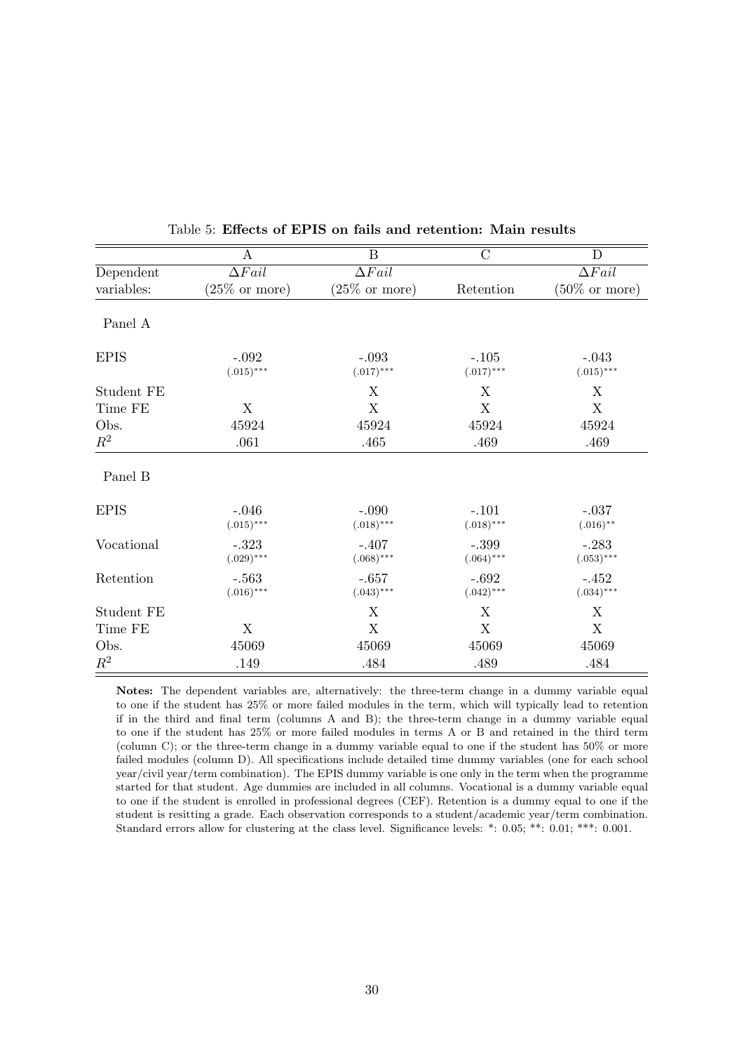Table 5: **Effects of EPIS on fails and retention: Main results**

| | A | B | C | D |
|---|---|---|---|---|
| Dependent variables: | $\Delta Fail$ (25% or more) | $\Delta Fail$ (25% or more) | Retention | $\Delta Fail$ (50% or more) |
| Panel A | | | | |
| EPIS | -.092 | -.093 | -.105 | -.043 |
| | (.015)*** | (.017)*** | (.017)*** | (.015)*** |
| Student FE | | X | X | X |
| Time FE | X | X | X | X |
| Obs. | 45924 | 45924 | 45924 | 45924 |
| $R^2$ | .061 | .465 | .469 | .469 |
| Panel B | | | | |
| EPIS | -.046 | -.090 | -.101 | -.037 |
| | (.015)*** | (.018)*** | (.018)*** | (.016)** |
| Vocational | -.323 | -.407 | -.399 | -.283 |
| | (.029)*** | (.068)*** | (.064)*** | (.053)*** |
| Retention | -.563 | -.657 | -.692 | -.452 |
| | (.016)*** | (.043)*** | (.042)*** | (.034)*** |
| Student FE | | X | X | X |
| Time FE | X | X | X | X |
| Obs. | 45069 | 45069 | 45069 | 45069 |
| $R^2$ | .149 | .484 | .489 | .484 |

**Notes:** The dependent variables are, alternatively: the three-term change in a dummy variable equal to one if the student has 25% or more failed modules in the term, which will typically lead to retention if in the third and final term (columns A and B); the three-term change in a dummy variable equal to one if the student has 25% or more failed modules in terms A or B and retained in the third term (column C); or the three-term change in a dummy variable equal to one if the student has 50% or more failed modules (column D). All specifications include detailed time dummy variables (one for each school year/civil year/term combination). The EPIS dummy variable is one only in the term when the programme started for that student. Age dummies are included in all columns. Vocational is a dummy variable equal to one if the student is enrolled in professional degrees (CEF). Retention is a dummy equal to one if the student is resitting a grade. Each observation corresponds to a student/academic year/term combination. Standard errors allow for clustering at the class level. Significance levels: *: 0.05; **: 0.01; ***: 0.001.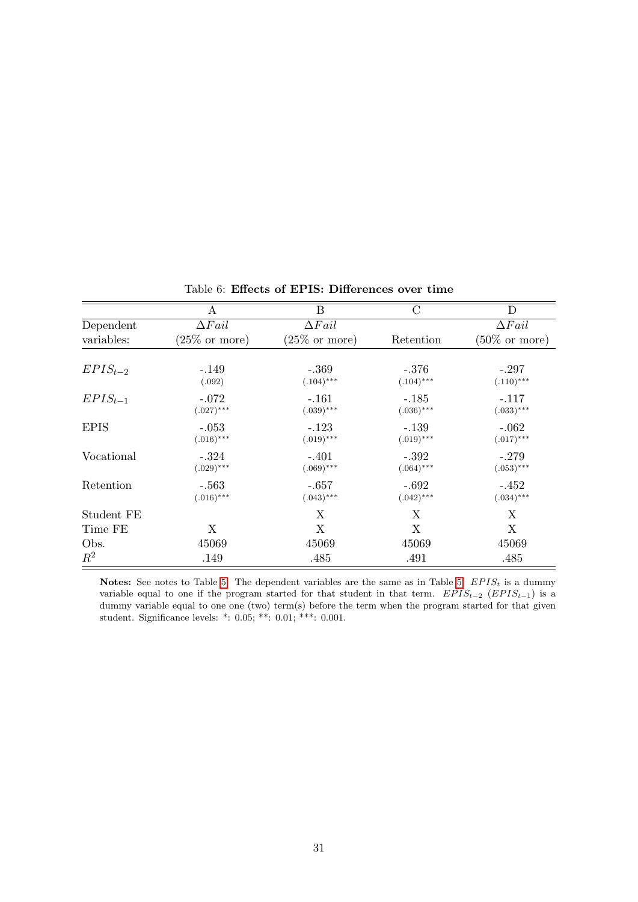Table 6: **Effects of EPIS: Differences over time**

| | A | B | C | D |
|---|---|---|---|---|
| Dependent | $\Delta Fail$ | $\Delta Fail$ | | $\Delta Fail$ |
| variables: | (25% or more) | (25% or more) | Retention | (50% or more) |
| $EPIS_{t-2}$ | -.149 | -.369 | -.376 | -.297 |
| | (.092) | (.104)*** | (.104)*** | (.110)*** |
| $EPIS_{t-1}$ | -.072 | -.161 | -.185 | -.117 |
| | (.027)*** | (.039)*** | (.036)*** | (.033)*** |
| EPIS | -.053 | -.123 | -.139 | -.062 |
| | (.016)*** | (.019)*** | (.019)*** | (.017)*** |
| Vocational | -.324 | -.401 | -.392 | -.279 |
| | (.029)*** | (.069)*** | (.064)*** | (.053)*** |
| Retention | -.563 | -.657 | -.692 | -.452 |
| | (.016)*** | (.043)*** | (.042)*** | (.034)*** |
| Student FE | | X | X | X |
| Time FE | X | X | X | X |
| Obs. | 45069 | 45069 | 45069 | 45069 |
| $R^2$ | .149 | .485 | .491 | .485 |

**Notes:** See notes to Table 5. The dependent variables are the same as in Table 5. $EPIS_t$ is a dummy variable equal to one if the program started for that student in that term. $EPIS_{t-2}$ ($EPIS_{t-1}$) is a dummy variable equal to one one (two) term(s) before the term when the program started for that given student. Significance levels: *: 0.05; **: 0.01; ***: 0.001.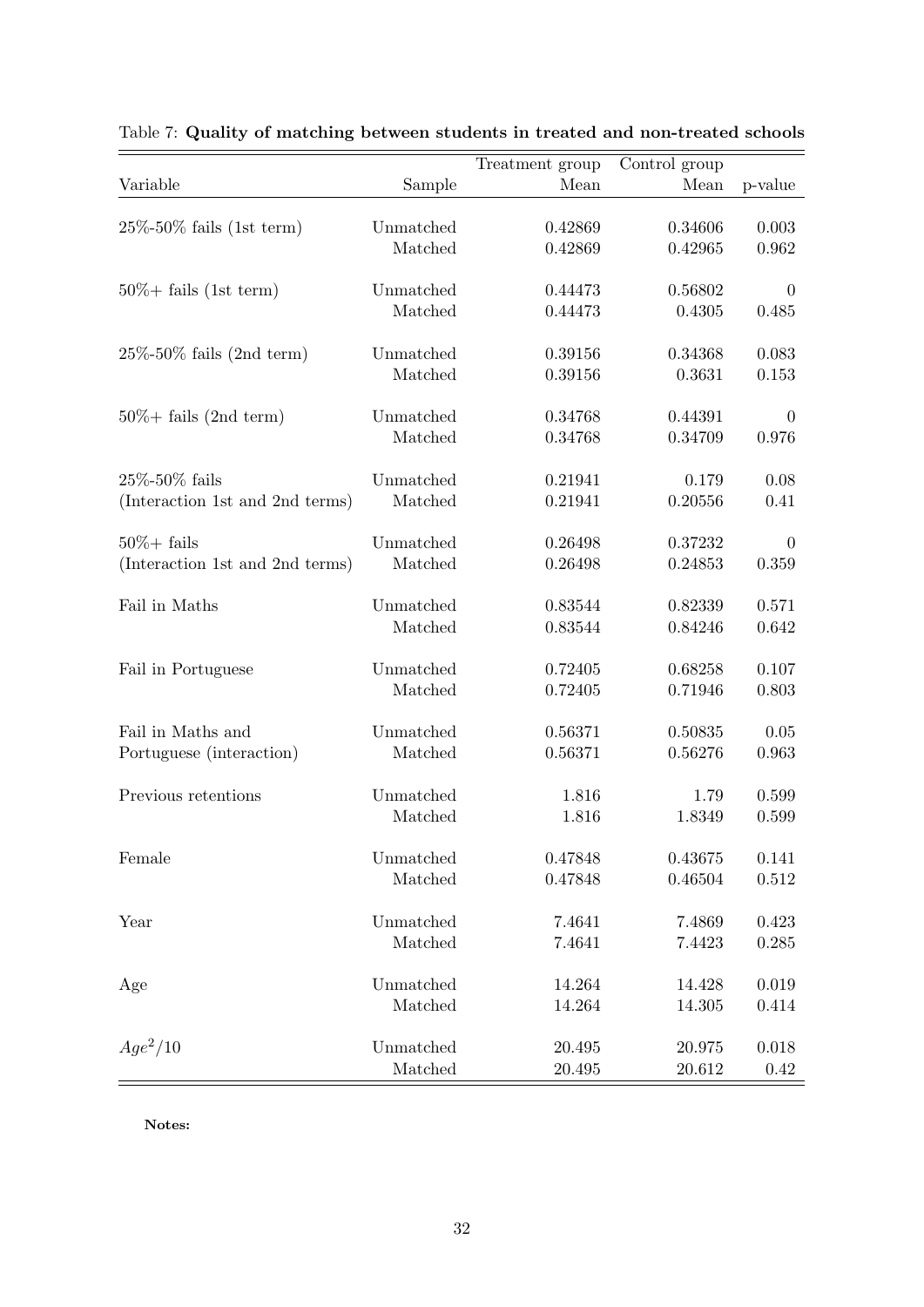Table 7: **Quality of matching between students in treated and non-treated schools**

| Variable | Sample | Treatment group Mean | Control group Mean | p-value |
|---|---|---|---|---|
| 25%-50% fails (1st term) | Unmatched | 0.42869 | 0.34606 | 0.003 |
| | Matched | 0.42869 | 0.42965 | 0.962 |
| 50%+ fails (1st term) | Unmatched | 0.44473 | 0.56802 | 0 |
| | Matched | 0.44473 | 0.4305 | 0.485 |
| 25%-50% fails (2nd term) | Unmatched | 0.39156 | 0.34368 | 0.083 |
| | Matched | 0.39156 | 0.3631 | 0.153 |
| 50%+ fails (2nd term) | Unmatched | 0.34768 | 0.44391 | 0 |
| | Matched | 0.34768 | 0.34709 | 0.976 |
| 25%-50% fails (Interaction 1st and 2nd terms) | Unmatched | 0.21941 | 0.179 | 0.08 |
| | Matched | 0.21941 | 0.20556 | 0.41 |
| 50%+ fails (Interaction 1st and 2nd terms) | Unmatched | 0.26498 | 0.37232 | 0 |
| | Matched | 0.26498 | 0.24853 | 0.359 |
| Fail in Maths | Unmatched | 0.83544 | 0.82339 | 0.571 |
| | Matched | 0.83544 | 0.84246 | 0.642 |
| Fail in Portuguese | Unmatched | 0.72405 | 0.68258 | 0.107 |
| | Matched | 0.72405 | 0.71946 | 0.803 |
| Fail in Maths and Portuguese (interaction) | Unmatched | 0.56371 | 0.50835 | 0.05 |
| | Matched | 0.56371 | 0.56276 | 0.963 |
| Previous retentions | Unmatched | 1.816 | 1.79 | 0.599 |
| | Matched | 1.816 | 1.8349 | 0.599 |
| Female | Unmatched | 0.47848 | 0.43675 | 0.141 |
| | Matched | 0.47848 | 0.46504 | 0.512 |
| Year | Unmatched | 7.4641 | 7.4869 | 0.423 |
| | Matched | 7.4641 | 7.4423 | 0.285 |
| Age | Unmatched | 14.264 | 14.428 | 0.019 |
| | Matched | 14.264 | 14.305 | 0.414 |
| $Age^2/10$ | Unmatched | 20.495 | 20.975 | 0.018 |
| | Matched | 20.495 | 20.612 | 0.42 |

**Notes:**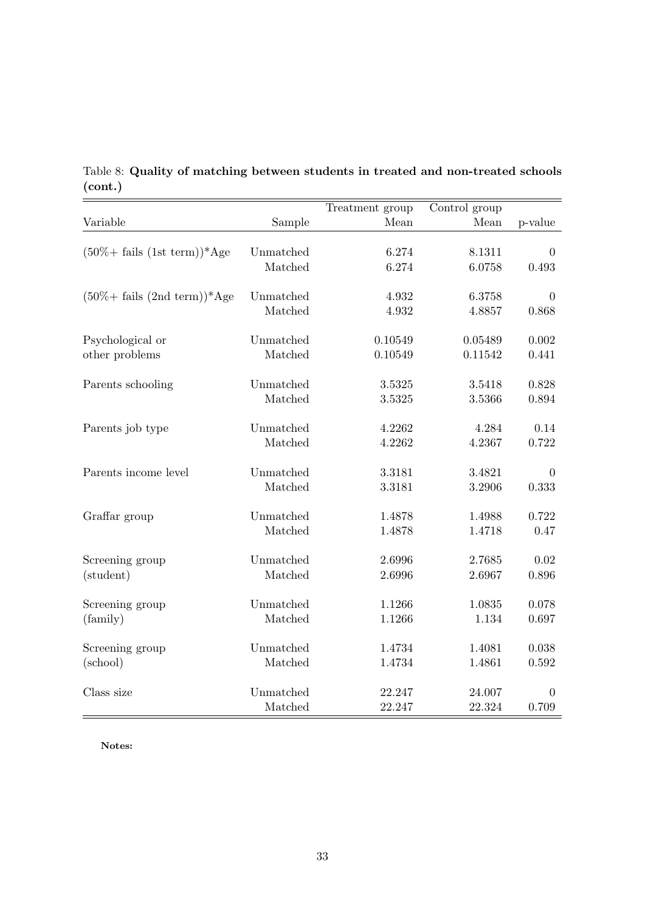Table 8: **Quality of matching between students in treated and non-treated schools (cont.)**

| Variable | Sample | Treatment group Mean | Control group Mean | p-value |
|---|---|---|---|---|
| (50%+ fails (1st term))*Age | Unmatched | 6.274 | 8.1311 | 0 |
| | Matched | 6.274 | 6.0758 | 0.493 |
| (50%+ fails (2nd term))*Age | Unmatched | 4.932 | 6.3758 | 0 |
| | Matched | 4.932 | 4.8857 | 0.868 |
| Psychological or other problems | Unmatched | 0.10549 | 0.05489 | 0.002 |
| | Matched | 0.10549 | 0.11542 | 0.441 |
| Parents schooling | Unmatched | 3.5325 | 3.5418 | 0.828 |
| | Matched | 3.5325 | 3.5366 | 0.894 |
| Parents job type | Unmatched | 4.2262 | 4.284 | 0.14 |
| | Matched | 4.2262 | 4.2367 | 0.722 |
| Parents income level | Unmatched | 3.3181 | 3.4821 | 0 |
| | Matched | 3.3181 | 3.2906 | 0.333 |
| Graffar group | Unmatched | 1.4878 | 1.4988 | 0.722 |
| | Matched | 1.4878 | 1.4718 | 0.47 |
| Screening group (student) | Unmatched | 2.6996 | 2.7685 | 0.02 |
| | Matched | 2.6996 | 2.6967 | 0.896 |
| Screening group (family) | Unmatched | 1.1266 | 1.0835 | 0.078 |
| | Matched | 1.1266 | 1.134 | 0.697 |
| Screening group (school) | Unmatched | 1.4734 | 1.4081 | 0.038 |
| | Matched | 1.4734 | 1.4861 | 0.592 |
| Class size | Unmatched | 22.247 | 24.007 | 0 |
| | Matched | 22.247 | 22.324 | 0.709 |

**Notes:**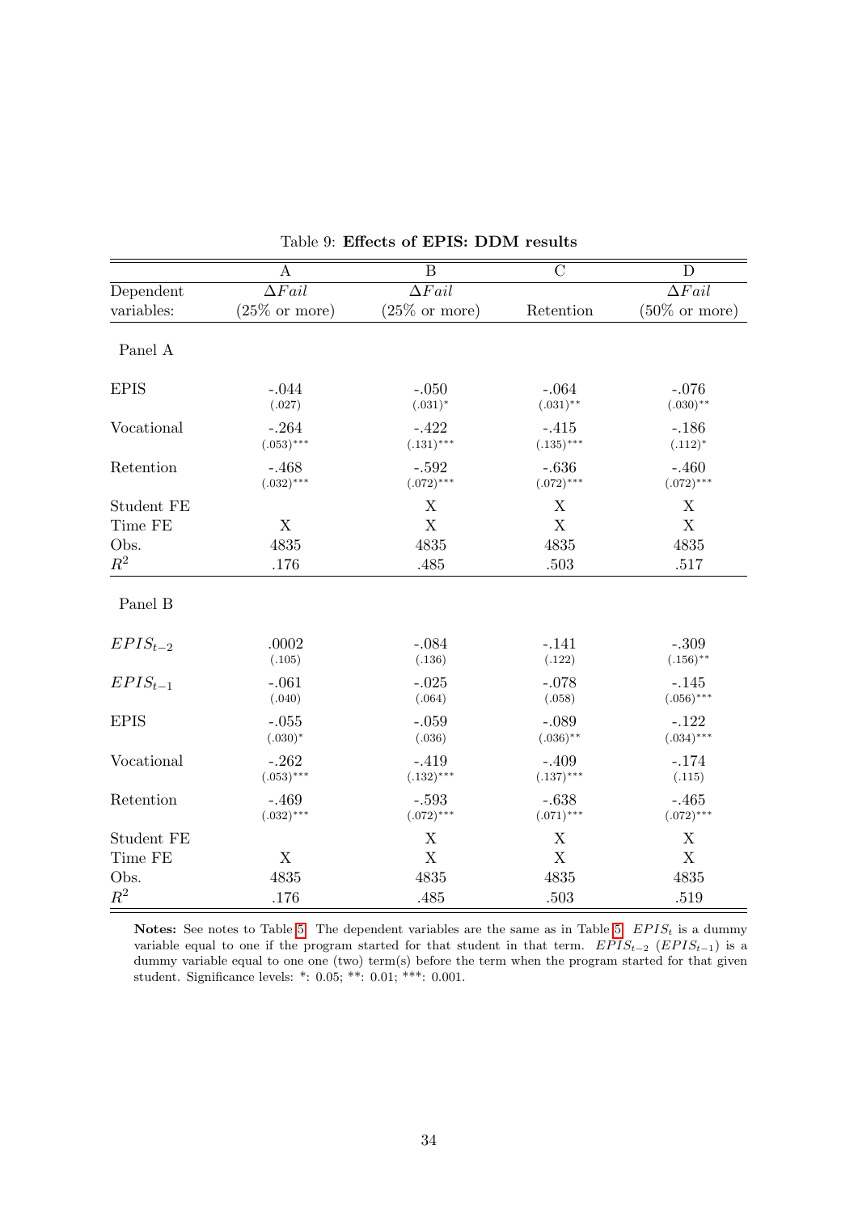Table 9: **Effects of EPIS: DDM results**

| | A | B | C | D |
|---|---|---|---|---|
| Dependent variables: | $\Delta Fail$ (25% or more) | $\Delta Fail$ (25% or more) | Retention | $\Delta Fail$ (50% or more) |
| **Panel A** | | | | |
| EPIS | -.044 (.027) | -.050 (.031)* | -.064 (.031)** | -.076 (.030)** |
| Vocational | -.264 (.053)*** | -.422 (.131)*** | -.415 (.135)*** | -.186 (.112)* |
| Retention | -.468 (.032)*** | -.592 (.072)*** | -.636 (.072)*** | -.460 (.072)*** |
| Student FE | | X | X | X |
| Time FE | X | X | X | X |
| Obs. | 4835 | 4835 | 4835 | 4835 |
| $R^2$ | .176 | .485 | .503 | .517 |
| **Panel B** | | | | |
| $EPIS_{t-2}$ | .0002 (.105) | -.084 (.136) | -.141 (.122) | -.309 (.156)** |
| $EPIS_{t-1}$ | -.061 (.040) | -.025 (.064) | -.078 (.058) | -.145 (.056)*** |
| EPIS | -.055 (.030)* | -.059 (.036) | -.089 (.036)** | -.122 (.034)*** |
| Vocational | -.262 (.053)*** | -.419 (.132)*** | -.409 (.137)*** | -.174 (.115) |
| Retention | -.469 (.032)*** | -.593 (.072)*** | -.638 (.071)*** | -.465 (.072)*** |
| Student FE | | X | X | X |
| Time FE | X | X | X | X |
| Obs. | 4835 | 4835 | 4835 | 4835 |
| $R^2$ | .176 | .485 | .503 | .519 |

**Notes:** See notes to Table 5. The dependent variables are the same as in Table 5. $EPIS_t$ is a dummy variable equal to one if the program started for that student in that term. $EPIS_{t-2}$ ($EPIS_{t-1}$) is a dummy variable equal to one one (two) term(s) before the term when the program started for that given student. Significance levels: *: 0.05; **: 0.01; ***: 0.001.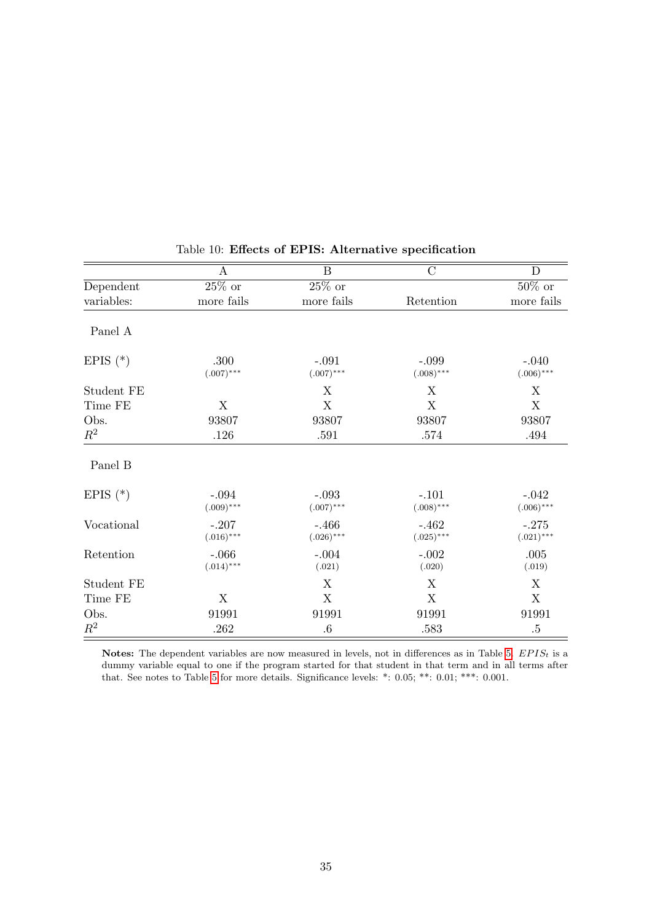Table 10: **Effects of EPIS: Alternative specification**

| | A | B | C | D |
|---|---|---|---|---|
| Dependent variables: | 25% or more fails | 25% or more fails | Retention | 50% or more fails |
| Panel A | | | | |
| EPIS (*) | .300 (.007)*** | -.091 (.007)*** | -.099 (.008)*** | -.040 (.006)*** |
| Student FE | | X | X | X |
| Time FE | X | X | X | X |
| Obs. | 93807 | 93807 | 93807 | 93807 |
| $R^2$ | .126 | .591 | .574 | .494 |
| Panel B | | | | |
| EPIS (*) | -.094 (.009)*** | -.093 (.007)*** | -.101 (.008)*** | -.042 (.006)*** |
| Vocational | -.207 (.016)*** | -.466 (.026)*** | -.462 (.025)*** | -.275 (.021)*** |
| Retention | -.066 (.014)*** | -.004 (.021) | -.002 (.020) | .005 (.019) |
| Student FE | | X | X | X |
| Time FE | X | X | X | X |
| Obs. | 91991 | 91991 | 91991 | 91991 |
| $R^2$ | .262 | .6 | .583 | .5 |

**Notes:** The dependent variables are now measured in levels, not in differences as in Table 5. $EPIS_t$ is a dummy variable equal to one if the program started for that student in that term and in all terms after that. See notes to Table 5 for more details. Significance levels: *: 0.05; **: 0.01; ***: 0.001.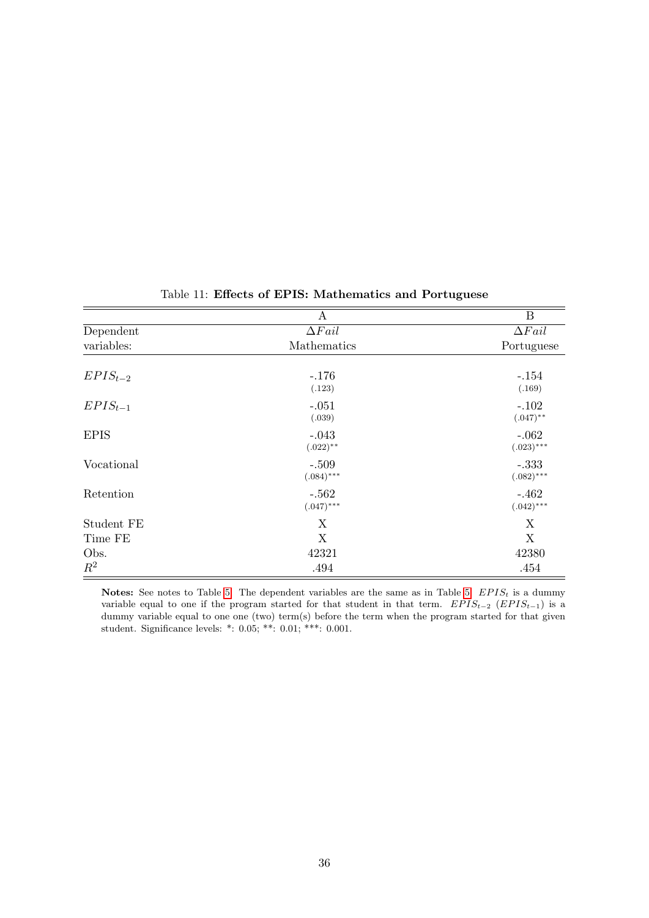Table 11: **Effects of EPIS: Mathematics and Portuguese**

| | A | B |
|---|---|---|
| Dependent variables: | $\Delta Fail$ Mathematics | $\Delta Fail$ Portuguese |
| $EPIS_{t-2}$ | -.176 (.123) | -.154 (.169) |
| $EPIS_{t-1}$ | -.051 (.039) | -.102 (.047)** |
| EPIS | -.043 (.022)** | -.062 (.023)*** |
| Vocational | -.509 (.084)*** | -.333 (.082)*** |
| Retention | -.562 (.047)*** | -.462 (.042)*** |
| Student FE | X | X |
| Time FE | X | X |
| Obs. | 42321 | 42380 |
| $R^2$ | .494 | .454 |

**Notes:** See notes to Table 5. The dependent variables are the same as in Table 5. $EPIS_t$ is a dummy variable equal to one if the program started for that student in that term. $EPIS_{t-2}$ ($EPIS_{t-1}$) is a dummy variable equal to one one (two) term(s) before the term when the program started for that given student. Significance levels: *: 0.05; **: 0.01; ***: 0.001.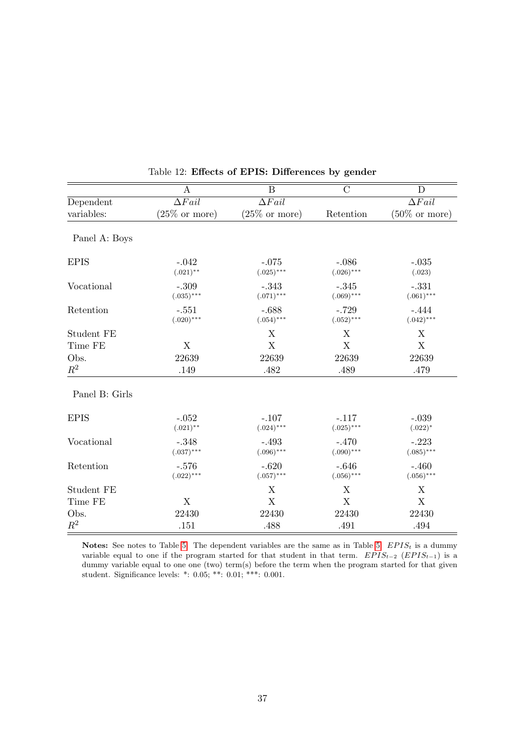Table 12: **Effects of EPIS: Differences by gender**

| | A | B | C | D |
|---|---|---|---|---|
| Dependent variables: | $\Delta Fail$ (25% or more) | $\Delta Fail$ (25% or more) | Retention | $\Delta Fail$ (50% or more) |
| Panel A: Boys | | | | |
| EPIS | -.042 (.021)** | -.075 (.025)*** | -.086 (.026)*** | -.035 (.023) |
| Vocational | -.309 (.035)*** | -.343 (.071)*** | -.345 (.069)*** | -.331 (.061)*** |
| Retention | -.551 (.020)*** | -.688 (.054)*** | -.729 (.052)*** | -.444 (.042)*** |
| Student FE | | X | X | X |
| Time FE | X | X | X | X |
| Obs. | 22639 | 22639 | 22639 | 22639 |
| $R^2$ | .149 | .482 | .489 | .479 |
| Panel B: Girls | | | | |
| EPIS | -.052 (.021)** | -.107 (.024)*** | -.117 (.025)*** | -.039 (.022)* |
| Vocational | -.348 (.037)*** | -.493 (.096)*** | -.470 (.090)*** | -.223 (.085)*** |
| Retention | -.576 (.022)*** | -.620 (.057)*** | -.646 (.056)*** | -.460 (.056)*** |
| Student FE | | X | X | X |
| Time FE | X | X | X | X |
| Obs. | 22430 | 22430 | 22430 | 22430 |
| $R^2$ | .151 | .488 | .491 | .494 |

**Notes:** See notes to Table 5. The dependent variables are the same as in Table 5. $EPIS_t$ is a dummy variable equal to one if the program started for that student in that term. $EPIS_{t-2}$ ($EPIS_{t-1}$) is a dummy variable equal to one one (two) term(s) before the term when the program started for that given student. Significance levels: *: 0.05; **: 0.01; ***: 0.001.